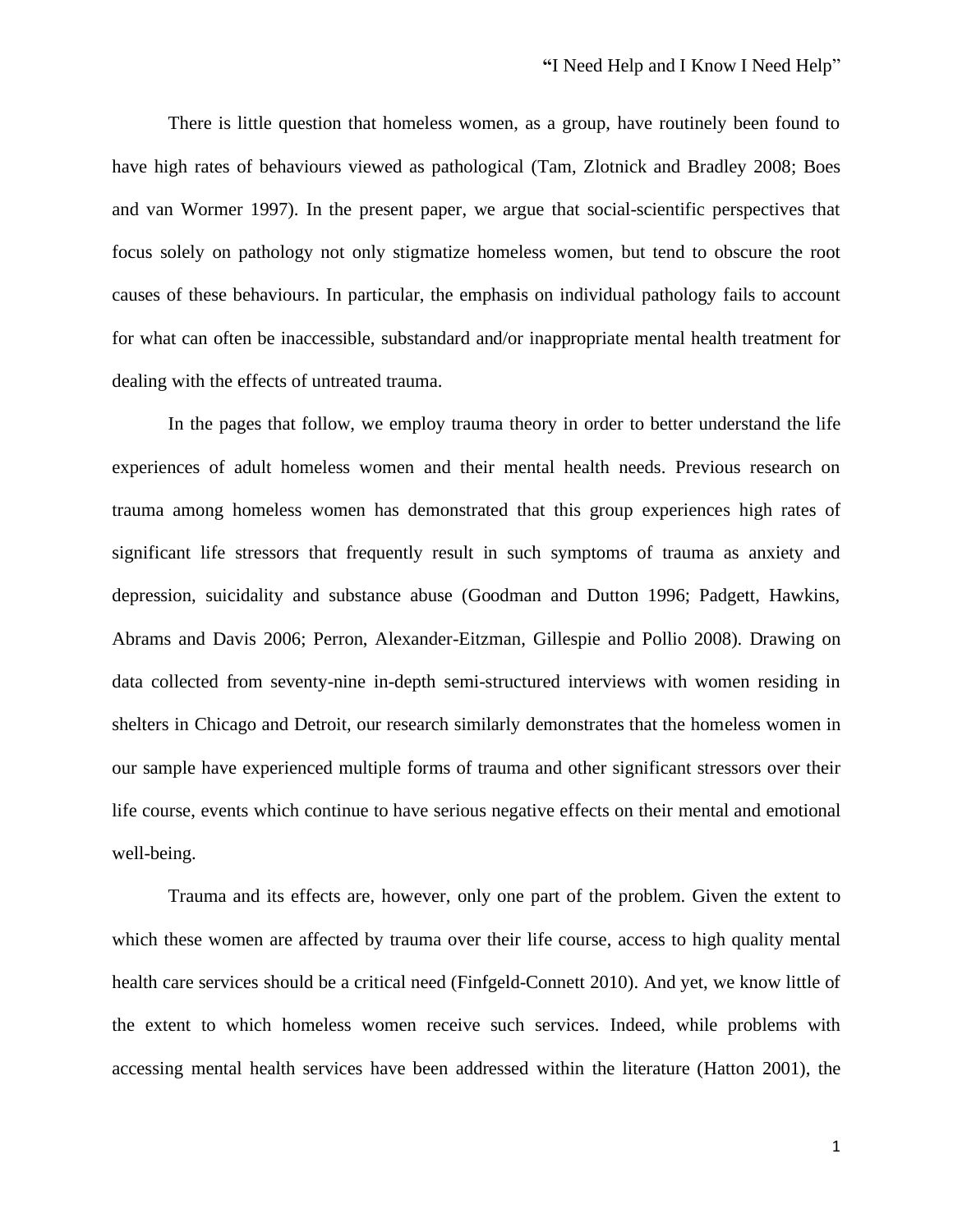There is little question that homeless women, as a group, have routinely been found to have high rates of behaviours viewed as pathological (Tam, Zlotnick and Bradley 2008; Boes and van Wormer 1997). In the present paper, we argue that social-scientific perspectives that focus solely on pathology not only stigmatize homeless women, but tend to obscure the root causes of these behaviours. In particular, the emphasis on individual pathology fails to account for what can often be inaccessible, substandard and/or inappropriate mental health treatment for dealing with the effects of untreated trauma.

In the pages that follow, we employ trauma theory in order to better understand the life experiences of adult homeless women and their mental health needs. Previous research on trauma among homeless women has demonstrated that this group experiences high rates of significant life stressors that frequently result in such symptoms of trauma as anxiety and depression, suicidality and substance abuse (Goodman and Dutton 1996; Padgett, Hawkins, Abrams and Davis 2006; Perron, Alexander-Eitzman, Gillespie and Pollio 2008). Drawing on data collected from seventy-nine in-depth semi-structured interviews with women residing in shelters in Chicago and Detroit, our research similarly demonstrates that the homeless women in our sample have experienced multiple forms of trauma and other significant stressors over their life course, events which continue to have serious negative effects on their mental and emotional well-being.

Trauma and its effects are, however, only one part of the problem. Given the extent to which these women are affected by trauma over their life course, access to high quality mental health care services should be a critical need (Finfgeld-Connett 2010). And yet, we know little of the extent to which homeless women receive such services. Indeed, while problems with accessing mental health services have been addressed within the literature (Hatton 2001), the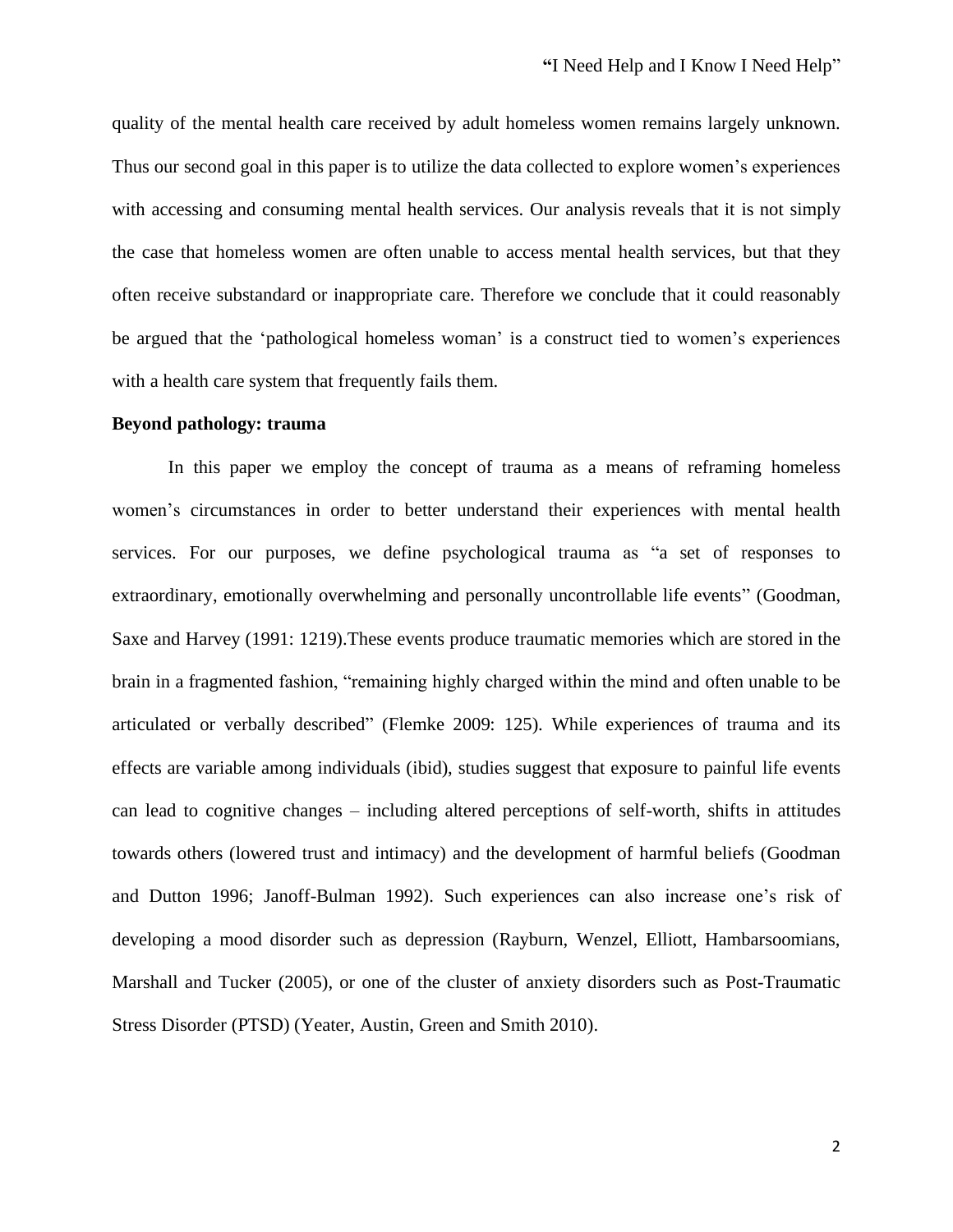quality of the mental health care received by adult homeless women remains largely unknown. Thus our second goal in this paper is to utilize the data collected to explore women's experiences with accessing and consuming mental health services. Our analysis reveals that it is not simply the case that homeless women are often unable to access mental health services, but that they often receive substandard or inappropriate care. Therefore we conclude that it could reasonably be argued that the 'pathological homeless woman' is a construct tied to women's experiences with a health care system that frequently fails them.

**Beyond pathology: trauma**

In this paper we employ the concept of trauma as a means of reframing homeless women's circumstances in order to better understand their experiences with mental health services. For our purposes, we define psychological trauma as "a set of responses to extraordinary, emotionally overwhelming and personally uncontrollable life events" (Goodman, Saxe and Harvey (1991: 1219).These events produce traumatic memories which are stored in the brain in a fragmented fashion, "remaining highly charged within the mind and often unable to be articulated or verbally described" (Flemke 2009: 125). While experiences of trauma and its effects are variable among individuals (ibid), studies suggest that exposure to painful life events can lead to cognitive changes – including altered perceptions of self-worth, shifts in attitudes towards others (lowered trust and intimacy) and the development of harmful beliefs (Goodman and Dutton 1996; Janoff-Bulman 1992). Such experiences can also increase one's risk of developing a mood disorder such as depression (Rayburn, Wenzel, Elliott, Hambarsoomians, Marshall and Tucker (2005), or one of the cluster of anxiety disorders such as Post-Traumatic Stress Disorder (PTSD) (Yeater, Austin, Green and Smith 2010).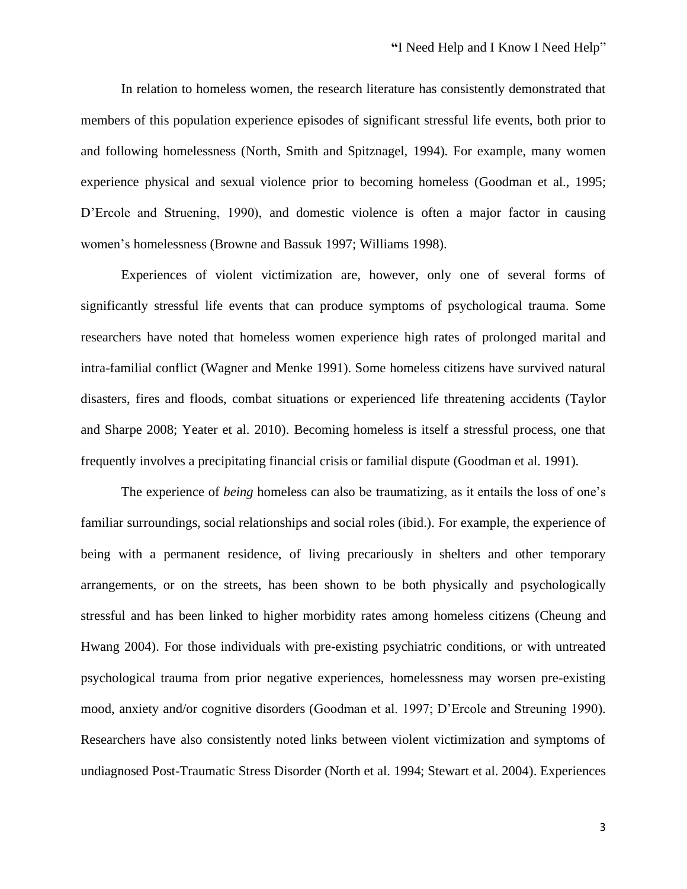In relation to homeless women, the research literature has consistently demonstrated that members of this population experience episodes of significant stressful life events, both prior to and following homelessness (North, Smith and Spitznagel, 1994). For example, many women experience physical and sexual violence prior to becoming homeless (Goodman et al., 1995; D'Ercole and Struening, 1990), and domestic violence is often a major factor in causing women's homelessness (Browne and Bassuk 1997; Williams 1998).

Experiences of violent victimization are, however, only one of several forms of significantly stressful life events that can produce symptoms of psychological trauma. Some researchers have noted that homeless women experience high rates of prolonged marital and intra-familial conflict (Wagner and Menke 1991). Some homeless citizens have survived natural disasters, fires and floods, combat situations or experienced life threatening accidents (Taylor and Sharpe 2008; Yeater et al. 2010). Becoming homeless is itself a stressful process, one that frequently involves a precipitating financial crisis or familial dispute (Goodman et al. 1991).

The experience of *being* homeless can also be traumatizing, as it entails the loss of one's familiar surroundings, social relationships and social roles (ibid.). For example, the experience of being with a permanent residence, of living precariously in shelters and other temporary arrangements, or on the streets, has been shown to be both physically and psychologically stressful and has been linked to higher morbidity rates among homeless citizens (Cheung and Hwang 2004). For those individuals with pre-existing psychiatric conditions, or with untreated psychological trauma from prior negative experiences, homelessness may worsen pre-existing mood, anxiety and/or cognitive disorders (Goodman et al. 1997; D'Ercole and Streuning 1990). Researchers have also consistently noted links between violent victimization and symptoms of undiagnosed Post-Traumatic Stress Disorder (North et al. 1994; Stewart et al. 2004). Experiences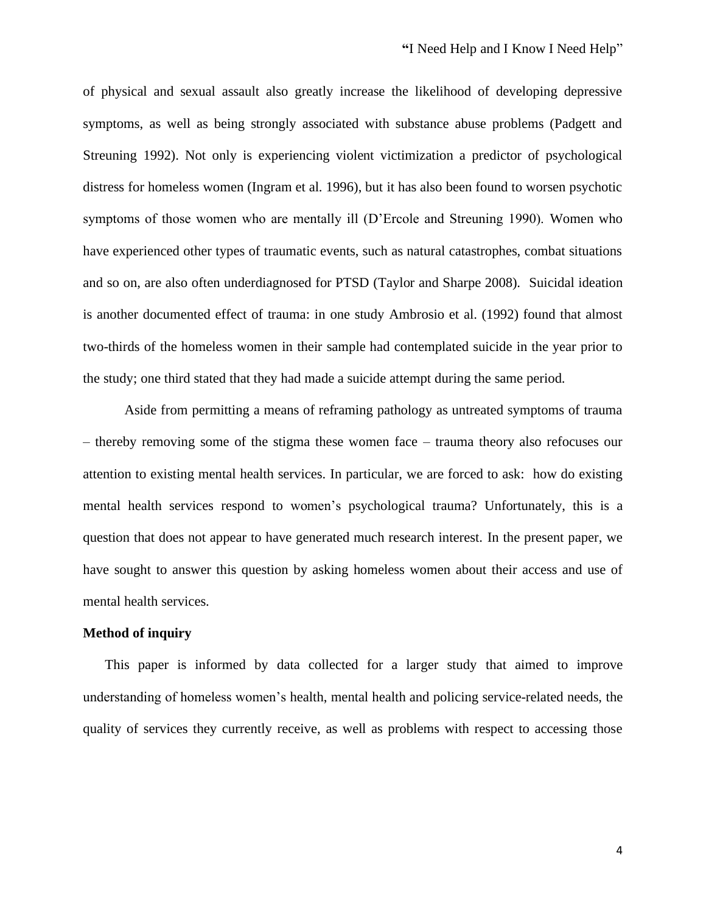of physical and sexual assault also greatly increase the likelihood of developing depressive symptoms, as well as being strongly associated with substance abuse problems (Padgett and Streuning 1992). Not only is experiencing violent victimization a predictor of psychological distress for homeless women (Ingram et al. 1996), but it has also been found to worsen psychotic symptoms of those women who are mentally ill (D'Ercole and Streuning 1990). Women who have experienced other types of traumatic events, such as natural catastrophes, combat situations and so on, are also often underdiagnosed for PTSD (Taylor and Sharpe 2008). Suicidal ideation is another documented effect of trauma: in one study Ambrosio et al. (1992) found that almost two-thirds of the homeless women in their sample had contemplated suicide in the year prior to the study; one third stated that they had made a suicide attempt during the same period.

Aside from permitting a means of reframing pathology as untreated symptoms of trauma – thereby removing some of the stigma these women face – trauma theory also refocuses our attention to existing mental health services. In particular, we are forced to ask: how do existing mental health services respond to women's psychological trauma? Unfortunately, this is a question that does not appear to have generated much research interest. In the present paper, we have sought to answer this question by asking homeless women about their access and use of mental health services.

**Method of inquiry**

This paper is informed by data collected for a larger study that aimed to improve understanding of homeless women's health, mental health and policing service-related needs, the quality of services they currently receive, as well as problems with respect to accessing those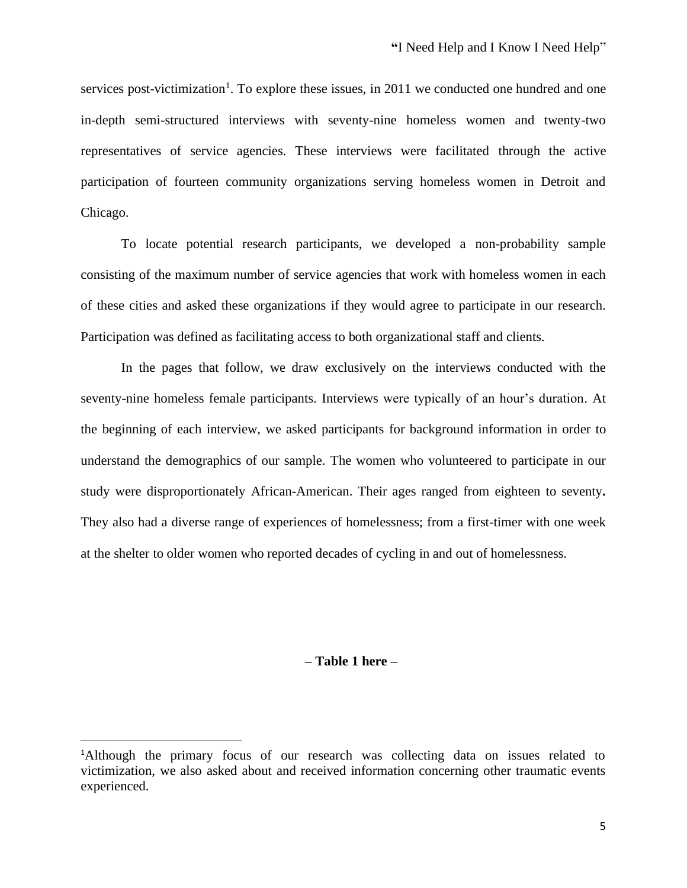services post-victimization[1]. To explore these issues, in 2011 we conducted one hundred and one in-depth semi-structured interviews with seventy-nine homeless women and twenty-two representatives of service agencies. These interviews were facilitated through the active participation of fourteen community organizations serving homeless women in Detroit and Chicago.

To locate potential research participants, we developed a non-probability sample consisting of the maximum number of service agencies that work with homeless women in each of these cities and asked these organizations if they would agree to participate in our research. Participation was defined as facilitating access to both organizational staff and clients.

In the pages that follow, we draw exclusively on the interviews conducted with the seventy-nine homeless female participants. Interviews were typically of an hour's duration. At the beginning of each interview, we asked participants for background information in order to understand the demographics of our sample. The women who volunteered to participate in our study were disproportionately African-American. Their ages ranged from eighteen to seventy**.** They also had a diverse range of experiences of homelessness; from a first-timer with one week at the shelter to older women who reported decades of cycling in and out of homelessness.

**– Table 1 here –**

[1]Although the primary focus of our research was collecting data on issues related to victimization, we also asked about and received information concerning other traumatic events experienced.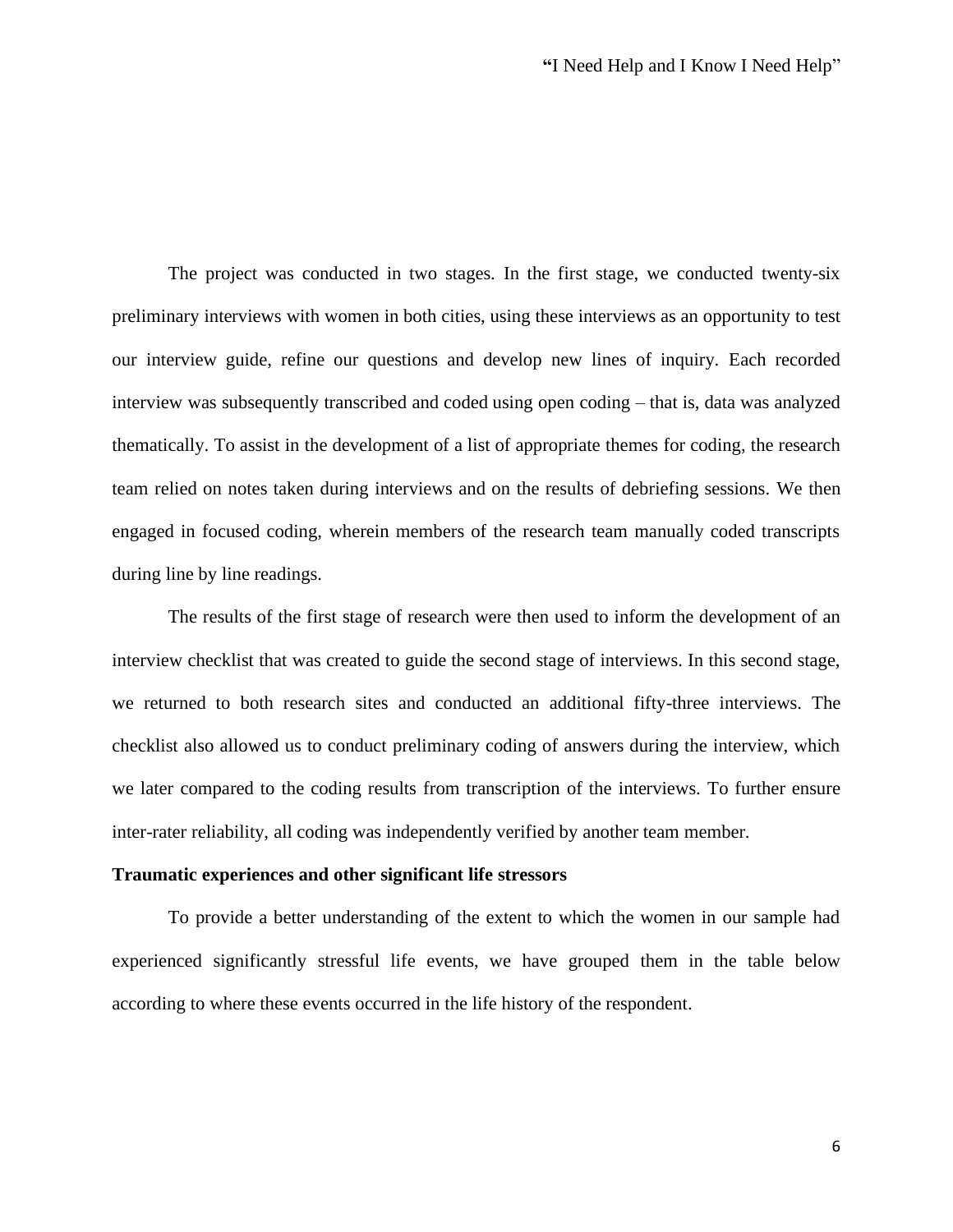The project was conducted in two stages. In the first stage, we conducted twenty-six preliminary interviews with women in both cities, using these interviews as an opportunity to test our interview guide, refine our questions and develop new lines of inquiry. Each recorded interview was subsequently transcribed and coded using open coding – that is, data was analyzed thematically. To assist in the development of a list of appropriate themes for coding, the research team relied on notes taken during interviews and on the results of debriefing sessions. We then engaged in focused coding, wherein members of the research team manually coded transcripts during line by line readings.

The results of the first stage of research were then used to inform the development of an interview checklist that was created to guide the second stage of interviews. In this second stage, we returned to both research sites and conducted an additional fifty-three interviews. The checklist also allowed us to conduct preliminary coding of answers during the interview, which we later compared to the coding results from transcription of the interviews. To further ensure inter-rater reliability, all coding was independently verified by another team member.

**Traumatic experiences and other significant life stressors**

To provide a better understanding of the extent to which the women in our sample had experienced significantly stressful life events, we have grouped them in the table below according to where these events occurred in the life history of the respondent.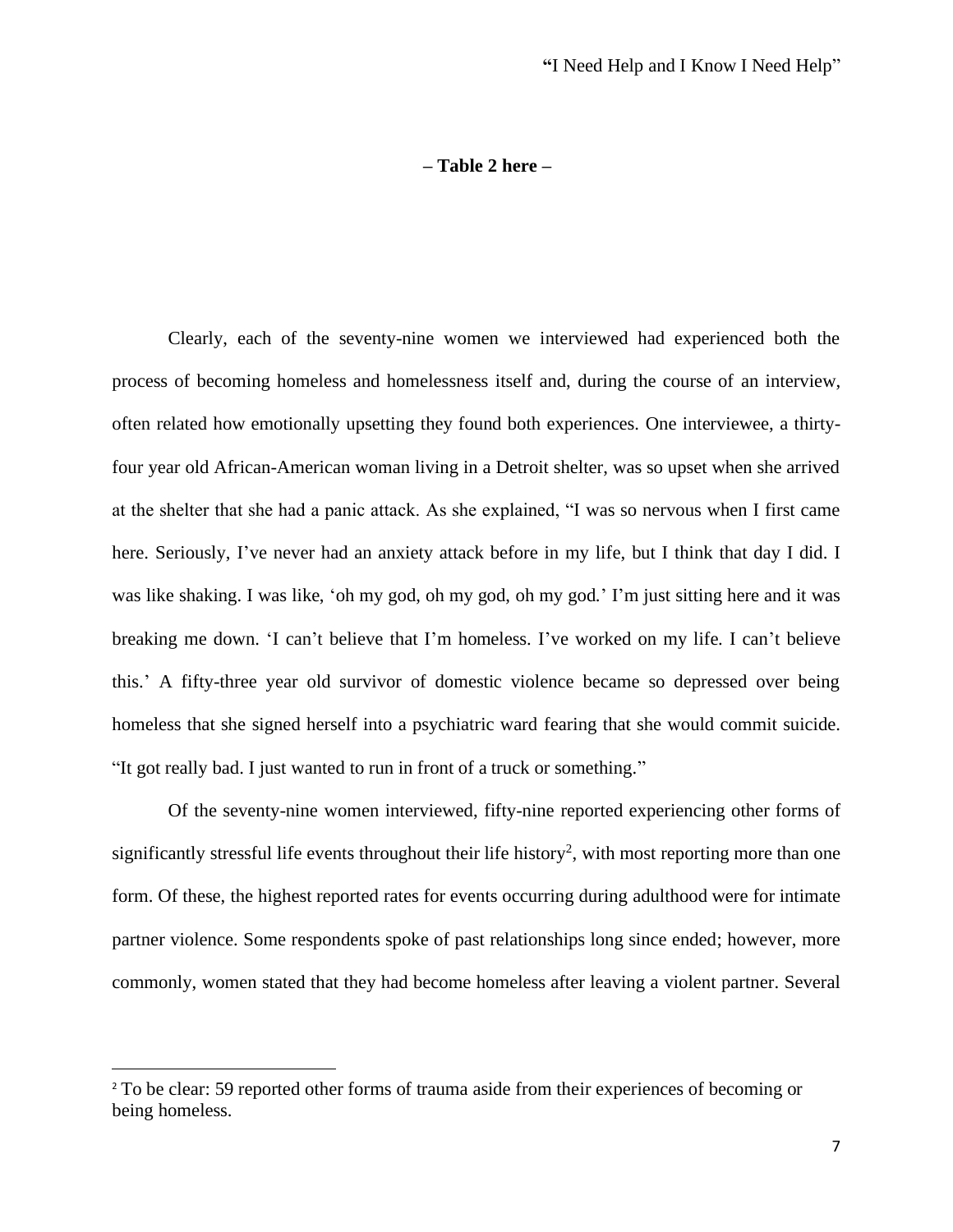**– Table 2 here –**

Clearly, each of the seventy-nine women we interviewed had experienced both the process of becoming homeless and homelessness itself and, during the course of an interview, often related how emotionally upsetting they found both experiences. One interviewee, a thirty-four year old African-American woman living in a Detroit shelter, was so upset when she arrived at the shelter that she had a panic attack. As she explained, "I was so nervous when I first came here. Seriously, I've never had an anxiety attack before in my life, but I think that day I did. I was like shaking. I was like, 'oh my god, oh my god, oh my god.' I'm just sitting here and it was breaking me down. 'I can't believe that I'm homeless. I've worked on my life. I can't believe this.' A fifty-three year old survivor of domestic violence became so depressed over being homeless that she signed herself into a psychiatric ward fearing that she would commit suicide. "It got really bad. I just wanted to run in front of a truck or something."

Of the seventy-nine women interviewed, fifty-nine reported experiencing other forms of significantly stressful life events throughout their life history[2], with most reporting more than one form. Of these, the highest reported rates for events occurring during adulthood were for intimate partner violence. Some respondents spoke of past relationships long since ended; however, more commonly, women stated that they had become homeless after leaving a violent partner. Several

[2] To be clear: 59 reported other forms of trauma aside from their experiences of becoming or being homeless.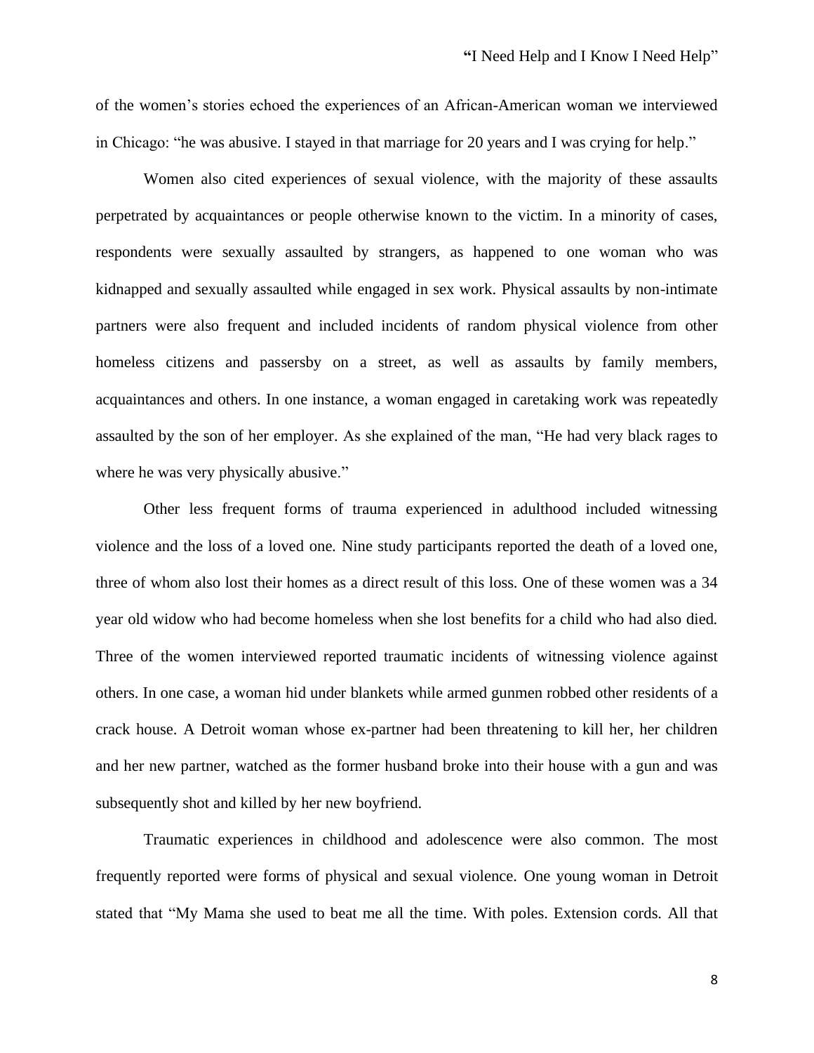of the women's stories echoed the experiences of an African-American woman we interviewed in Chicago: "he was abusive. I stayed in that marriage for 20 years and I was crying for help."

Women also cited experiences of sexual violence, with the majority of these assaults perpetrated by acquaintances or people otherwise known to the victim. In a minority of cases, respondents were sexually assaulted by strangers, as happened to one woman who was kidnapped and sexually assaulted while engaged in sex work. Physical assaults by non-intimate partners were also frequent and included incidents of random physical violence from other homeless citizens and passersby on a street, as well as assaults by family members, acquaintances and others. In one instance, a woman engaged in caretaking work was repeatedly assaulted by the son of her employer. As she explained of the man, "He had very black rages to where he was very physically abusive."

Other less frequent forms of trauma experienced in adulthood included witnessing violence and the loss of a loved one. Nine study participants reported the death of a loved one, three of whom also lost their homes as a direct result of this loss. One of these women was a 34 year old widow who had become homeless when she lost benefits for a child who had also died. Three of the women interviewed reported traumatic incidents of witnessing violence against others. In one case, a woman hid under blankets while armed gunmen robbed other residents of a crack house. A Detroit woman whose ex-partner had been threatening to kill her, her children and her new partner, watched as the former husband broke into their house with a gun and was subsequently shot and killed by her new boyfriend.

Traumatic experiences in childhood and adolescence were also common. The most frequently reported were forms of physical and sexual violence. One young woman in Detroit stated that "My Mama she used to beat me all the time. With poles. Extension cords. All that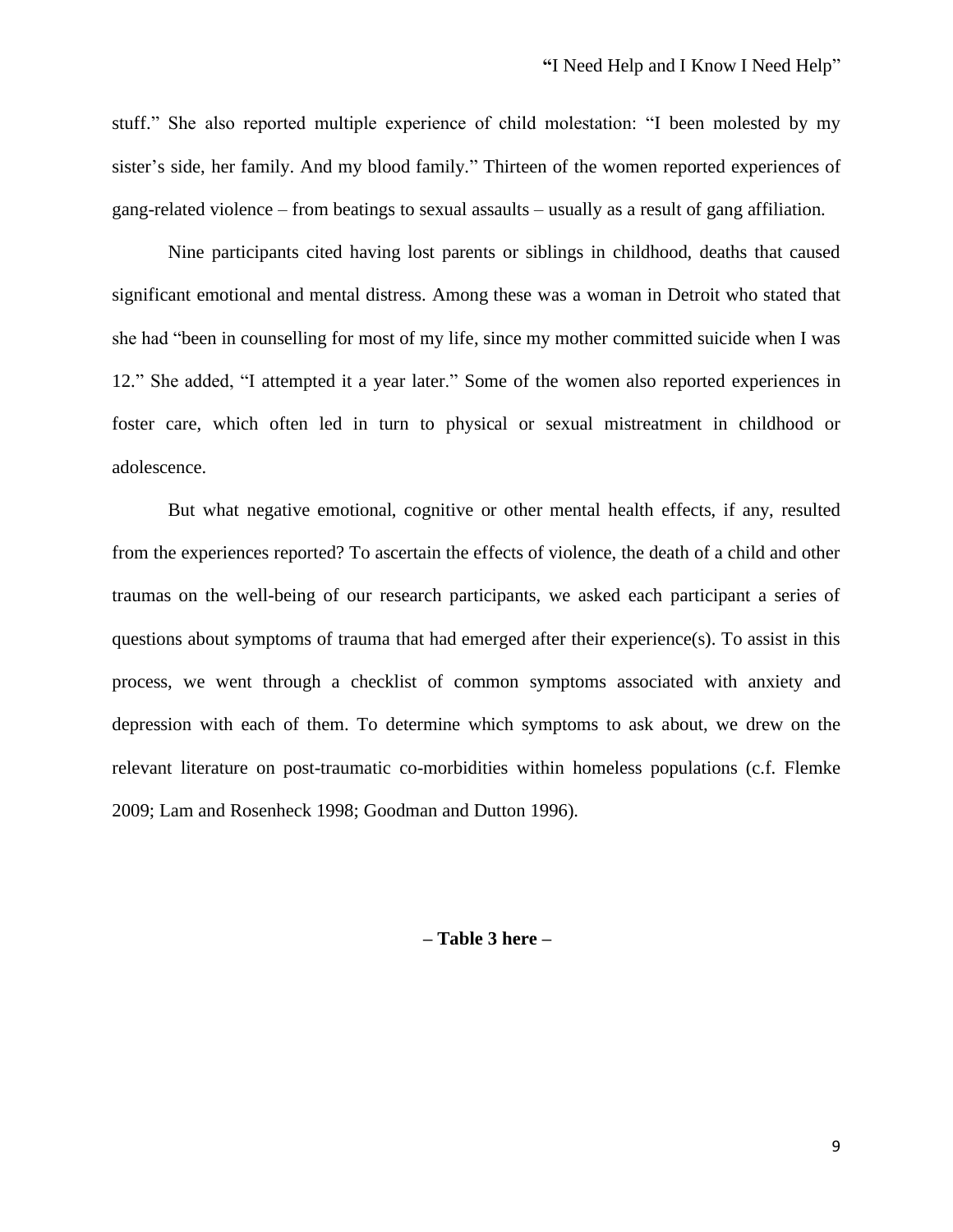stuff." She also reported multiple experience of child molestation: "I been molested by my sister's side, her family. And my blood family." Thirteen of the women reported experiences of gang-related violence – from beatings to sexual assaults – usually as a result of gang affiliation.

Nine participants cited having lost parents or siblings in childhood, deaths that caused significant emotional and mental distress. Among these was a woman in Detroit who stated that she had "been in counselling for most of my life, since my mother committed suicide when I was 12." She added, "I attempted it a year later." Some of the women also reported experiences in foster care, which often led in turn to physical or sexual mistreatment in childhood or adolescence.

But what negative emotional, cognitive or other mental health effects, if any, resulted from the experiences reported? To ascertain the effects of violence, the death of a child and other traumas on the well-being of our research participants, we asked each participant a series of questions about symptoms of trauma that had emerged after their experience(s). To assist in this process, we went through a checklist of common symptoms associated with anxiety and depression with each of them. To determine which symptoms to ask about, we drew on the relevant literature on post-traumatic co-morbidities within homeless populations (c.f. Flemke 2009; Lam and Rosenheck 1998; Goodman and Dutton 1996).

**– Table 3 here –**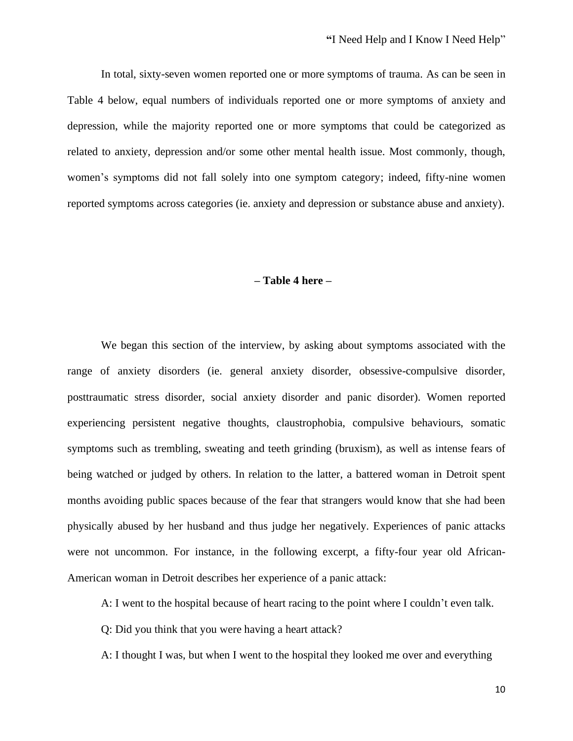In total, sixty-seven women reported one or more symptoms of trauma. As can be seen in Table 4 below, equal numbers of individuals reported one or more symptoms of anxiety and depression, while the majority reported one or more symptoms that could be categorized as related to anxiety, depression and/or some other mental health issue. Most commonly, though, women's symptoms did not fall solely into one symptom category; indeed, fifty-nine women reported symptoms across categories (ie. anxiety and depression or substance abuse and anxiety).

**– Table 4 here –**

We began this section of the interview, by asking about symptoms associated with the range of anxiety disorders (ie. general anxiety disorder, obsessive-compulsive disorder, posttraumatic stress disorder, social anxiety disorder and panic disorder). Women reported experiencing persistent negative thoughts, claustrophobia, compulsive behaviours, somatic symptoms such as trembling, sweating and teeth grinding (bruxism), as well as intense fears of being watched or judged by others. In relation to the latter, a battered woman in Detroit spent months avoiding public spaces because of the fear that strangers would know that she had been physically abused by her husband and thus judge her negatively. Experiences of panic attacks were not uncommon. For instance, in the following excerpt, a fifty-four year old African-American woman in Detroit describes her experience of a panic attack:

A: I went to the hospital because of heart racing to the point where I couldn't even talk.

Q: Did you think that you were having a heart attack?

A: I thought I was, but when I went to the hospital they looked me over and everything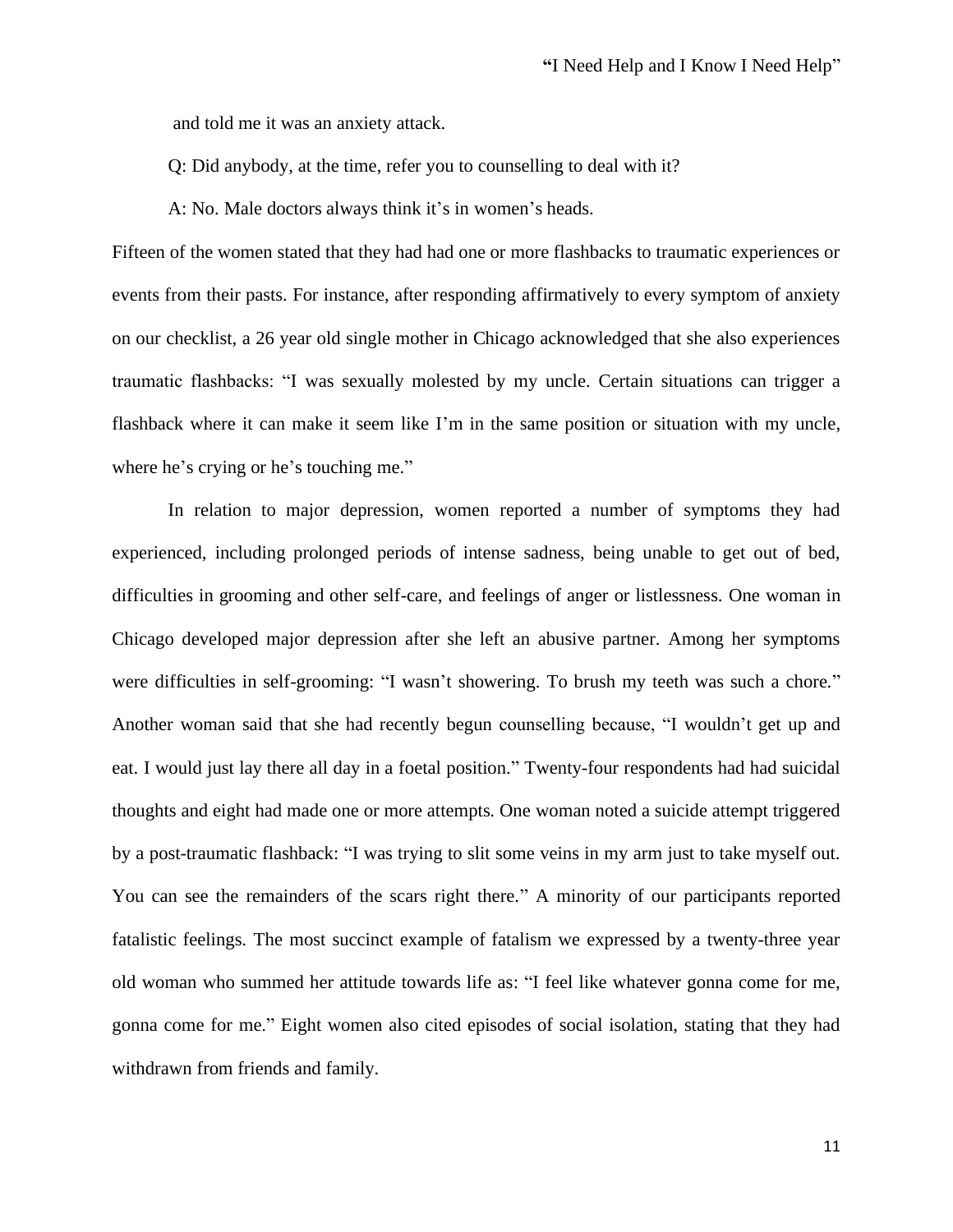and told me it was an anxiety attack.

Q: Did anybody, at the time, refer you to counselling to deal with it?

A: No. Male doctors always think it's in women's heads.

Fifteen of the women stated that they had had one or more flashbacks to traumatic experiences or events from their pasts. For instance, after responding affirmatively to every symptom of anxiety on our checklist, a 26 year old single mother in Chicago acknowledged that she also experiences traumatic flashbacks: "I was sexually molested by my uncle. Certain situations can trigger a flashback where it can make it seem like I'm in the same position or situation with my uncle, where he's crying or he's touching me."

In relation to major depression, women reported a number of symptoms they had experienced, including prolonged periods of intense sadness, being unable to get out of bed, difficulties in grooming and other self-care, and feelings of anger or listlessness. One woman in Chicago developed major depression after she left an abusive partner. Among her symptoms were difficulties in self-grooming: "I wasn't showering. To brush my teeth was such a chore." Another woman said that she had recently begun counselling because, "I wouldn't get up and eat. I would just lay there all day in a foetal position." Twenty-four respondents had had suicidal thoughts and eight had made one or more attempts. One woman noted a suicide attempt triggered by a post-traumatic flashback: "I was trying to slit some veins in my arm just to take myself out. You can see the remainders of the scars right there." A minority of our participants reported fatalistic feelings. The most succinct example of fatalism we expressed by a twenty-three year old woman who summed her attitude towards life as: "I feel like whatever gonna come for me, gonna come for me." Eight women also cited episodes of social isolation, stating that they had withdrawn from friends and family.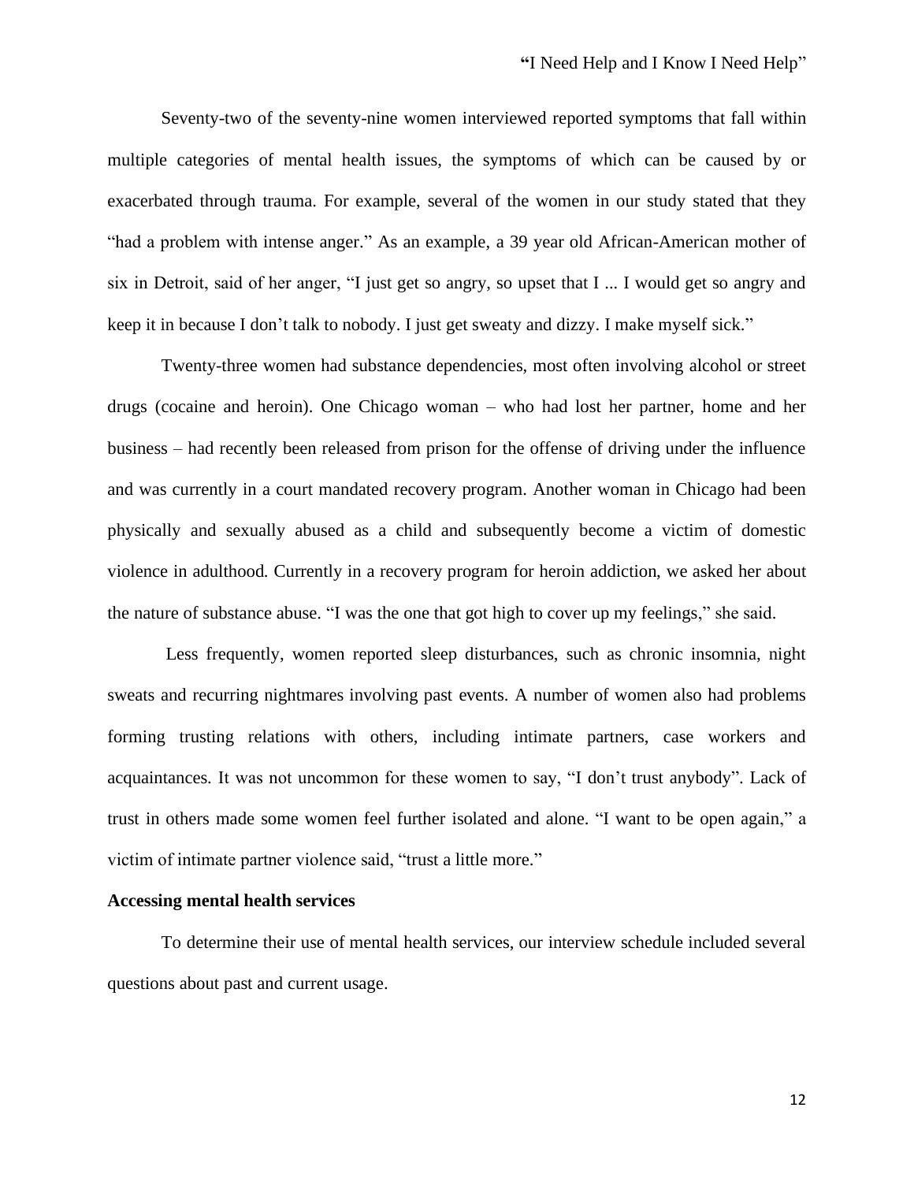Seventy-two of the seventy-nine women interviewed reported symptoms that fall within multiple categories of mental health issues, the symptoms of which can be caused by or exacerbated through trauma. For example, several of the women in our study stated that they "had a problem with intense anger." As an example, a 39 year old African-American mother of six in Detroit, said of her anger, "I just get so angry, so upset that I ... I would get so angry and keep it in because I don't talk to nobody. I just get sweaty and dizzy. I make myself sick."

Twenty-three women had substance dependencies, most often involving alcohol or street drugs (cocaine and heroin). One Chicago woman – who had lost her partner, home and her business – had recently been released from prison for the offense of driving under the influence and was currently in a court mandated recovery program. Another woman in Chicago had been physically and sexually abused as a child and subsequently become a victim of domestic violence in adulthood. Currently in a recovery program for heroin addiction, we asked her about the nature of substance abuse. "I was the one that got high to cover up my feelings," she said.

Less frequently, women reported sleep disturbances, such as chronic insomnia, night sweats and recurring nightmares involving past events. A number of women also had problems forming trusting relations with others, including intimate partners, case workers and acquaintances. It was not uncommon for these women to say, "I don't trust anybody". Lack of trust in others made some women feel further isolated and alone. "I want to be open again," a victim of intimate partner violence said, "trust a little more."

**Accessing mental health services**

To determine their use of mental health services, our interview schedule included several questions about past and current usage.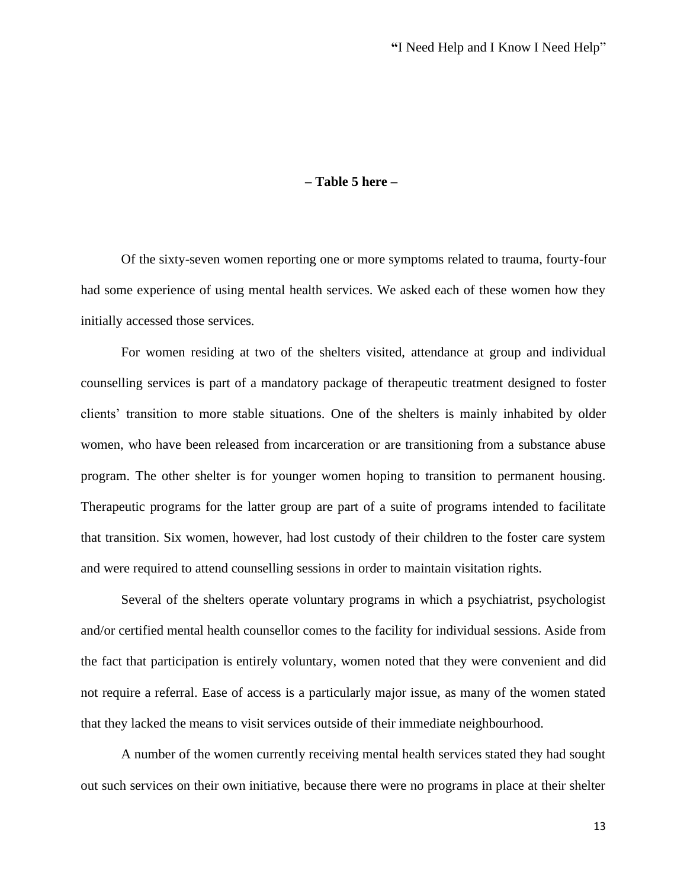**– Table 5 here –**

Of the sixty-seven women reporting one or more symptoms related to trauma, fourty-four had some experience of using mental health services. We asked each of these women how they initially accessed those services.

For women residing at two of the shelters visited, attendance at group and individual counselling services is part of a mandatory package of therapeutic treatment designed to foster clients' transition to more stable situations. One of the shelters is mainly inhabited by older women, who have been released from incarceration or are transitioning from a substance abuse program. The other shelter is for younger women hoping to transition to permanent housing. Therapeutic programs for the latter group are part of a suite of programs intended to facilitate that transition. Six women, however, had lost custody of their children to the foster care system and were required to attend counselling sessions in order to maintain visitation rights.

Several of the shelters operate voluntary programs in which a psychiatrist, psychologist and/or certified mental health counsellor comes to the facility for individual sessions. Aside from the fact that participation is entirely voluntary, women noted that they were convenient and did not require a referral. Ease of access is a particularly major issue, as many of the women stated that they lacked the means to visit services outside of their immediate neighbourhood.

A number of the women currently receiving mental health services stated they had sought out such services on their own initiative, because there were no programs in place at their shelter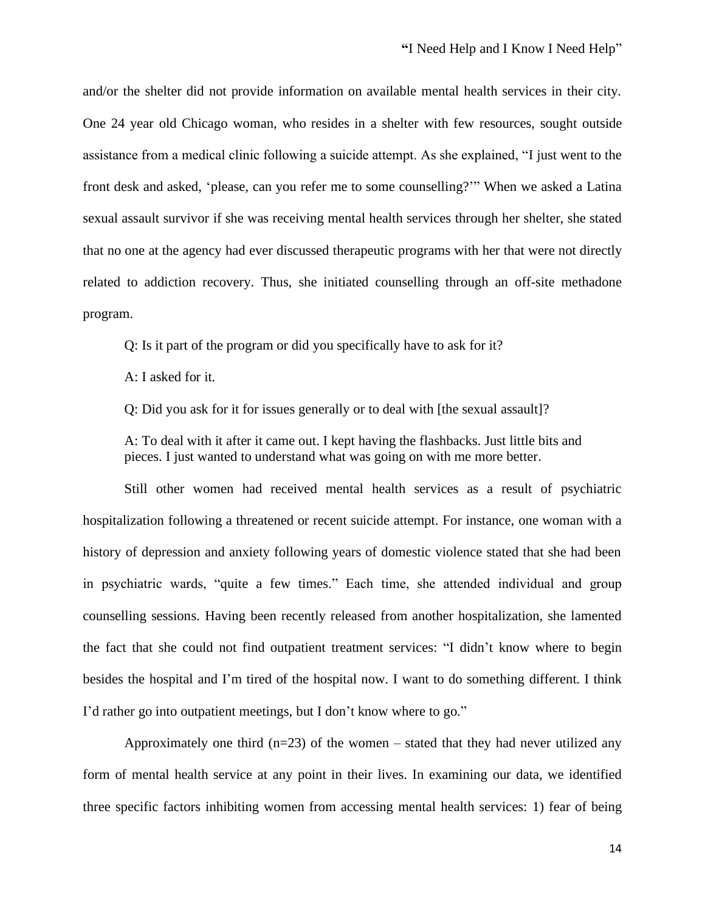and/or the shelter did not provide information on available mental health services in their city. One 24 year old Chicago woman, who resides in a shelter with few resources, sought outside assistance from a medical clinic following a suicide attempt. As she explained, "I just went to the front desk and asked, 'please, can you refer me to some counselling?'" When we asked a Latina sexual assault survivor if she was receiving mental health services through her shelter, she stated that no one at the agency had ever discussed therapeutic programs with her that were not directly related to addiction recovery. Thus, she initiated counselling through an off-site methadone program.

> Q: Is it part of the program or did you specifically have to ask for it?
>
> A: I asked for it.
>
> Q: Did you ask for it for issues generally or to deal with [the sexual assault]?
>
> A: To deal with it after it came out. I kept having the flashbacks. Just little bits and pieces. I just wanted to understand what was going on with me more better.

Still other women had received mental health services as a result of psychiatric hospitalization following a threatened or recent suicide attempt. For instance, one woman with a history of depression and anxiety following years of domestic violence stated that she had been in psychiatric wards, "quite a few times." Each time, she attended individual and group counselling sessions. Having been recently released from another hospitalization, she lamented the fact that she could not find outpatient treatment services: "I didn't know where to begin besides the hospital and I'm tired of the hospital now. I want to do something different. I think I'd rather go into outpatient meetings, but I don't know where to go."

Approximately one third (n=23) of the women – stated that they had never utilized any form of mental health service at any point in their lives. In examining our data, we identified three specific factors inhibiting women from accessing mental health services: 1) fear of being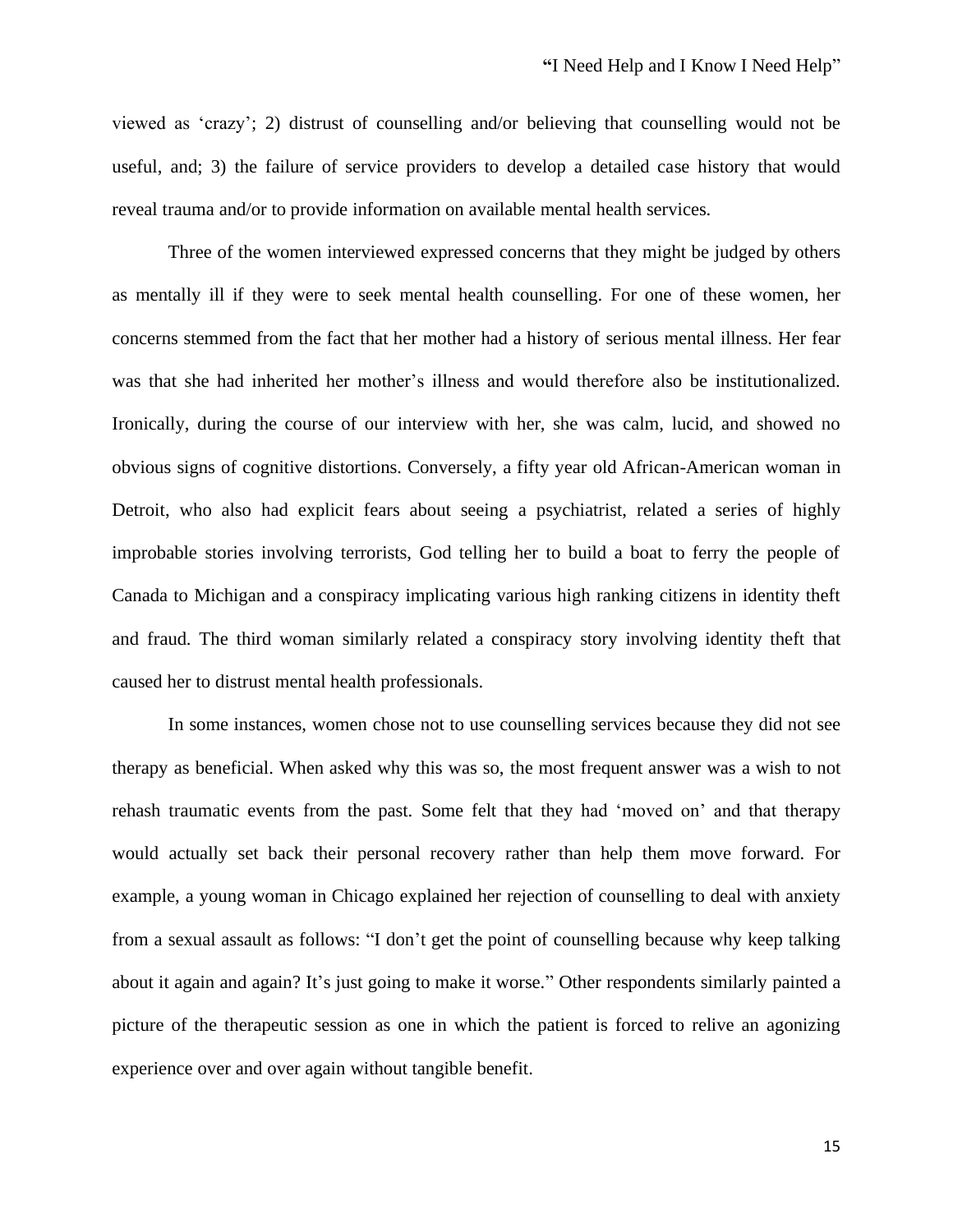viewed as 'crazy'; 2) distrust of counselling and/or believing that counselling would not be useful, and; 3) the failure of service providers to develop a detailed case history that would reveal trauma and/or to provide information on available mental health services.

Three of the women interviewed expressed concerns that they might be judged by others as mentally ill if they were to seek mental health counselling. For one of these women, her concerns stemmed from the fact that her mother had a history of serious mental illness. Her fear was that she had inherited her mother's illness and would therefore also be institutionalized. Ironically, during the course of our interview with her, she was calm, lucid, and showed no obvious signs of cognitive distortions. Conversely, a fifty year old African-American woman in Detroit, who also had explicit fears about seeing a psychiatrist, related a series of highly improbable stories involving terrorists, God telling her to build a boat to ferry the people of Canada to Michigan and a conspiracy implicating various high ranking citizens in identity theft and fraud. The third woman similarly related a conspiracy story involving identity theft that caused her to distrust mental health professionals.

In some instances, women chose not to use counselling services because they did not see therapy as beneficial. When asked why this was so, the most frequent answer was a wish to not rehash traumatic events from the past. Some felt that they had 'moved on' and that therapy would actually set back their personal recovery rather than help them move forward. For example, a young woman in Chicago explained her rejection of counselling to deal with anxiety from a sexual assault as follows: "I don't get the point of counselling because why keep talking about it again and again? It's just going to make it worse." Other respondents similarly painted a picture of the therapeutic session as one in which the patient is forced to relive an agonizing experience over and over again without tangible benefit.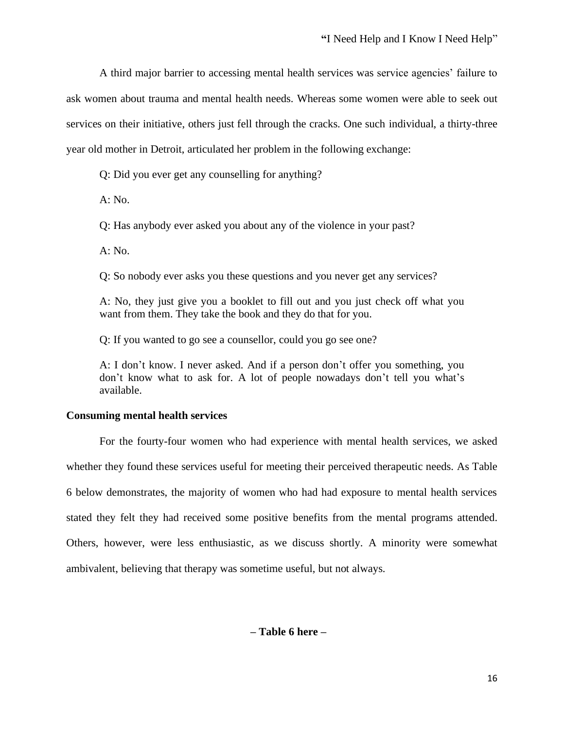A third major barrier to accessing mental health services was service agencies' failure to ask women about trauma and mental health needs. Whereas some women were able to seek out services on their initiative, others just fell through the cracks. One such individual, a thirty-three year old mother in Detroit, articulated her problem in the following exchange:

> Q: Did you ever get any counselling for anything?
>
> A: No.
>
> Q: Has anybody ever asked you about any of the violence in your past?
>
> A: No.
>
> Q: So nobody ever asks you these questions and you never get any services?
>
> A: No, they just give you a booklet to fill out and you just check off what you want from them. They take the book and they do that for you.
>
> Q: If you wanted to go see a counsellor, could you go see one?
>
> A: I don't know. I never asked. And if a person don't offer you something, you don't know what to ask for. A lot of people nowadays don't tell you what's available.

**Consuming mental health services**

For the fourty-four women who had experience with mental health services, we asked whether they found these services useful for meeting their perceived therapeutic needs. As Table 6 below demonstrates, the majority of women who had had exposure to mental health services stated they felt they had received some positive benefits from the mental programs attended. Others, however, were less enthusiastic, as we discuss shortly. A minority were somewhat ambivalent, believing that therapy was sometime useful, but not always.

**– Table 6 here –**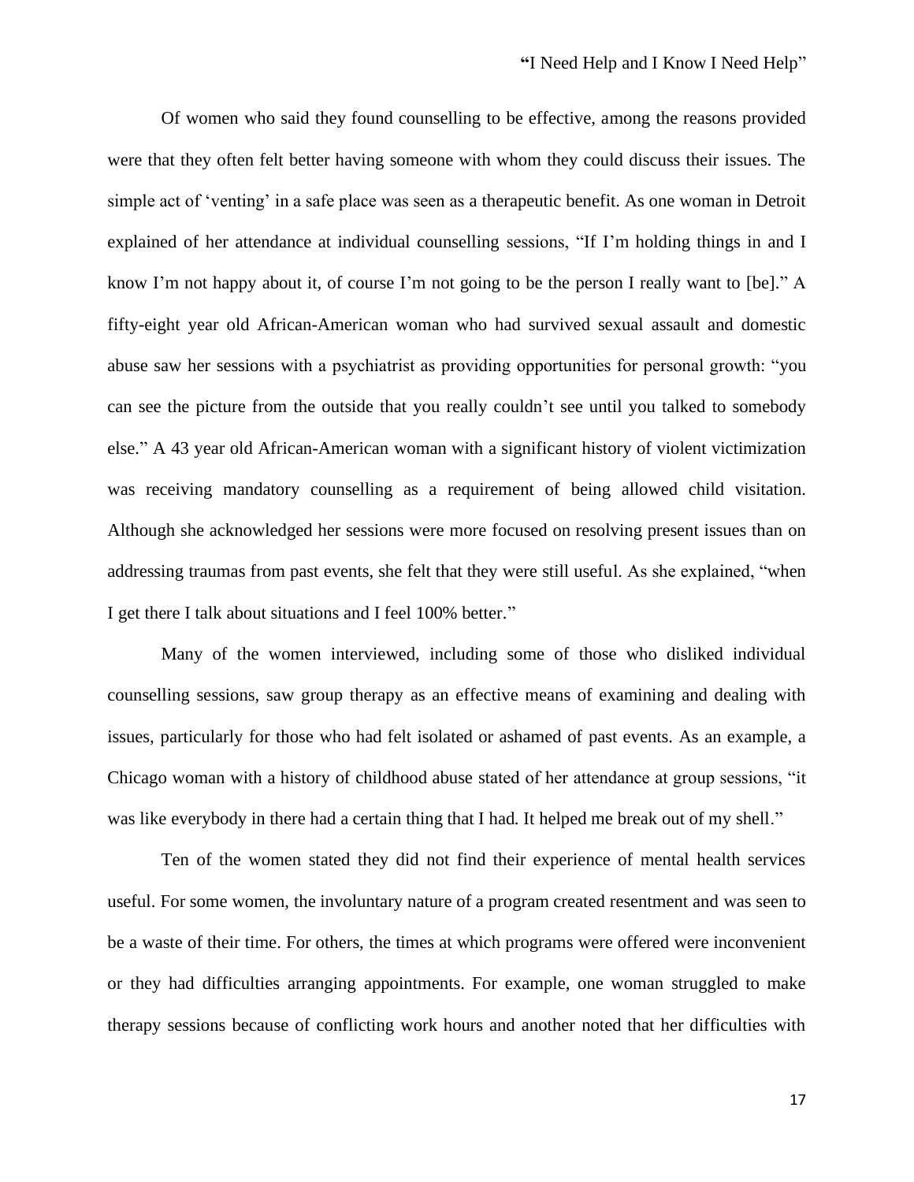Of women who said they found counselling to be effective, among the reasons provided were that they often felt better having someone with whom they could discuss their issues. The simple act of 'venting' in a safe place was seen as a therapeutic benefit. As one woman in Detroit explained of her attendance at individual counselling sessions, "If I'm holding things in and I know I'm not happy about it, of course I'm not going to be the person I really want to [be]." A fifty-eight year old African-American woman who had survived sexual assault and domestic abuse saw her sessions with a psychiatrist as providing opportunities for personal growth: "you can see the picture from the outside that you really couldn't see until you talked to somebody else." A 43 year old African-American woman with a significant history of violent victimization was receiving mandatory counselling as a requirement of being allowed child visitation. Although she acknowledged her sessions were more focused on resolving present issues than on addressing traumas from past events, she felt that they were still useful. As she explained, "when I get there I talk about situations and I feel 100% better."

Many of the women interviewed, including some of those who disliked individual counselling sessions, saw group therapy as an effective means of examining and dealing with issues, particularly for those who had felt isolated or ashamed of past events. As an example, a Chicago woman with a history of childhood abuse stated of her attendance at group sessions, "it was like everybody in there had a certain thing that I had. It helped me break out of my shell."

Ten of the women stated they did not find their experience of mental health services useful. For some women, the involuntary nature of a program created resentment and was seen to be a waste of their time. For others, the times at which programs were offered were inconvenient or they had difficulties arranging appointments. For example, one woman struggled to make therapy sessions because of conflicting work hours and another noted that her difficulties with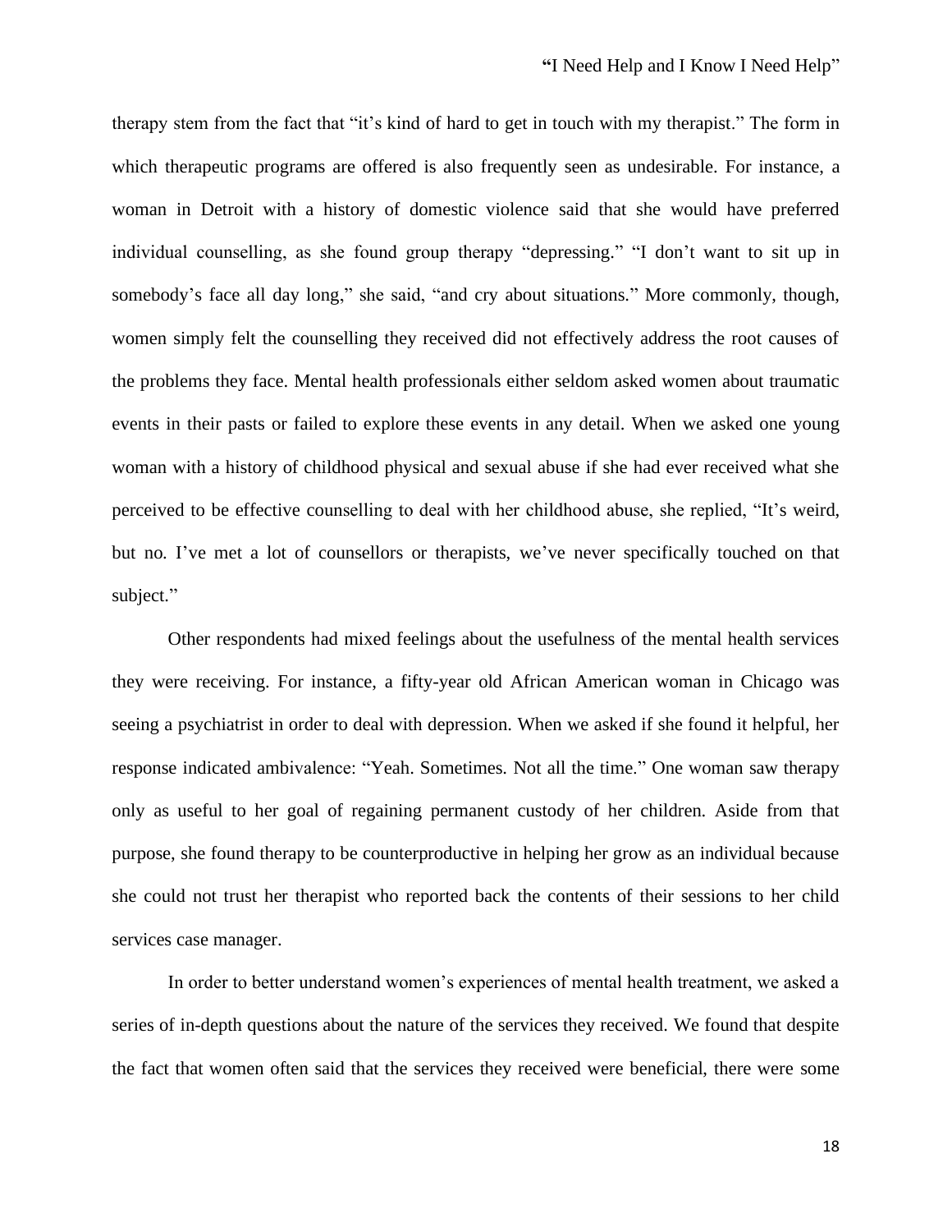therapy stem from the fact that "it's kind of hard to get in touch with my therapist." The form in which therapeutic programs are offered is also frequently seen as undesirable. For instance, a woman in Detroit with a history of domestic violence said that she would have preferred individual counselling, as she found group therapy "depressing." "I don't want to sit up in somebody's face all day long," she said, "and cry about situations." More commonly, though, women simply felt the counselling they received did not effectively address the root causes of the problems they face. Mental health professionals either seldom asked women about traumatic events in their pasts or failed to explore these events in any detail. When we asked one young woman with a history of childhood physical and sexual abuse if she had ever received what she perceived to be effective counselling to deal with her childhood abuse, she replied, "It's weird, but no. I've met a lot of counsellors or therapists, we've never specifically touched on that subject."

Other respondents had mixed feelings about the usefulness of the mental health services they were receiving. For instance, a fifty-year old African American woman in Chicago was seeing a psychiatrist in order to deal with depression. When we asked if she found it helpful, her response indicated ambivalence: "Yeah. Sometimes. Not all the time." One woman saw therapy only as useful to her goal of regaining permanent custody of her children. Aside from that purpose, she found therapy to be counterproductive in helping her grow as an individual because she could not trust her therapist who reported back the contents of their sessions to her child services case manager.

In order to better understand women's experiences of mental health treatment, we asked a series of in-depth questions about the nature of the services they received. We found that despite the fact that women often said that the services they received were beneficial, there were some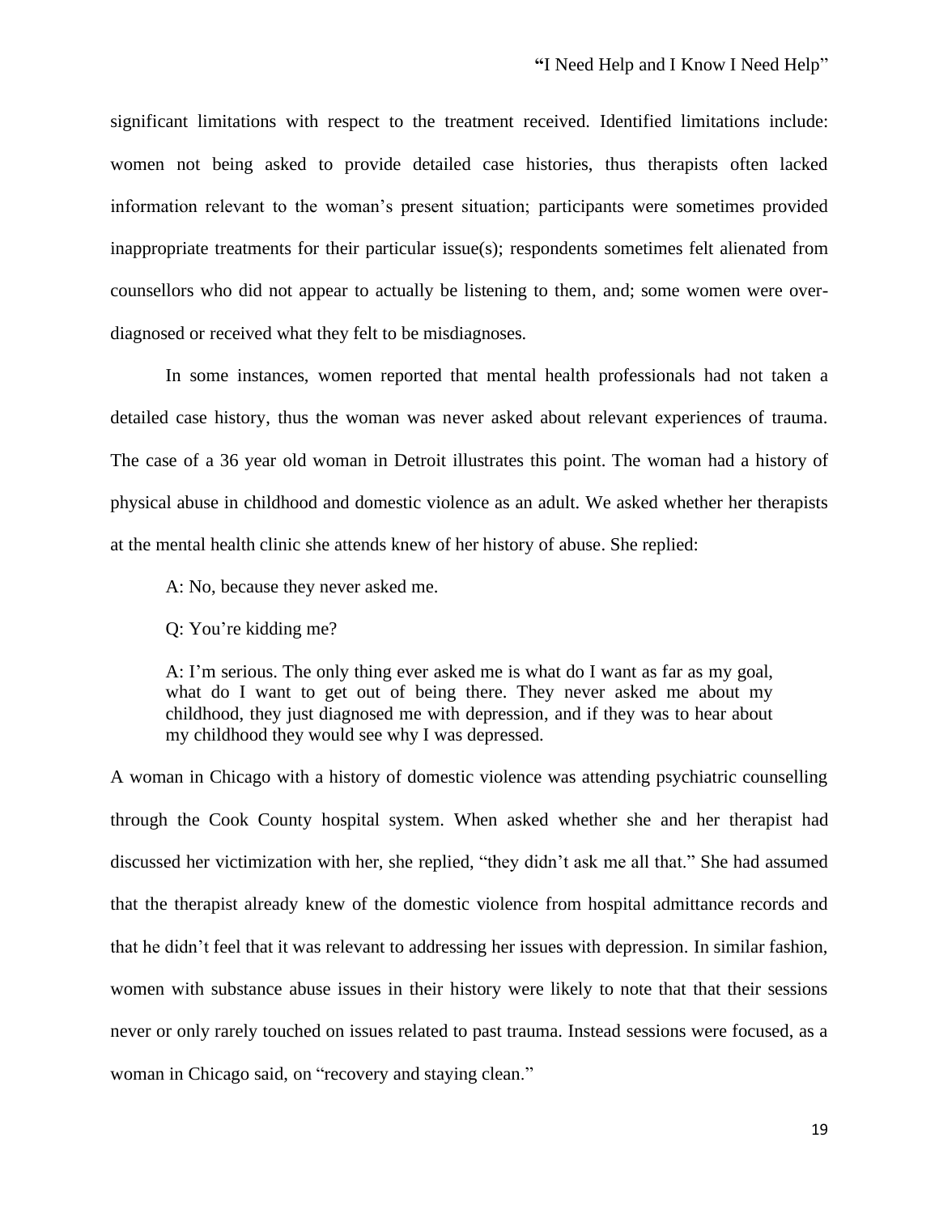significant limitations with respect to the treatment received. Identified limitations include: women not being asked to provide detailed case histories, thus therapists often lacked information relevant to the woman's present situation; participants were sometimes provided inappropriate treatments for their particular issue(s); respondents sometimes felt alienated from counsellors who did not appear to actually be listening to them, and; some women were over-diagnosed or received what they felt to be misdiagnoses.

In some instances, women reported that mental health professionals had not taken a detailed case history, thus the woman was never asked about relevant experiences of trauma. The case of a 36 year old woman in Detroit illustrates this point. The woman had a history of physical abuse in childhood and domestic violence as an adult. We asked whether her therapists at the mental health clinic she attends knew of her history of abuse. She replied:

> A: No, because they never asked me.
>
> Q: You're kidding me?
>
> A: I'm serious. The only thing ever asked me is what do I want as far as my goal, what do I want to get out of being there. They never asked me about my childhood, they just diagnosed me with depression, and if they was to hear about my childhood they would see why I was depressed.

A woman in Chicago with a history of domestic violence was attending psychiatric counselling through the Cook County hospital system. When asked whether she and her therapist had discussed her victimization with her, she replied, "they didn't ask me all that." She had assumed that the therapist already knew of the domestic violence from hospital admittance records and that he didn't feel that it was relevant to addressing her issues with depression. In similar fashion, women with substance abuse issues in their history were likely to note that that their sessions never or only rarely touched on issues related to past trauma. Instead sessions were focused, as a woman in Chicago said, on "recovery and staying clean."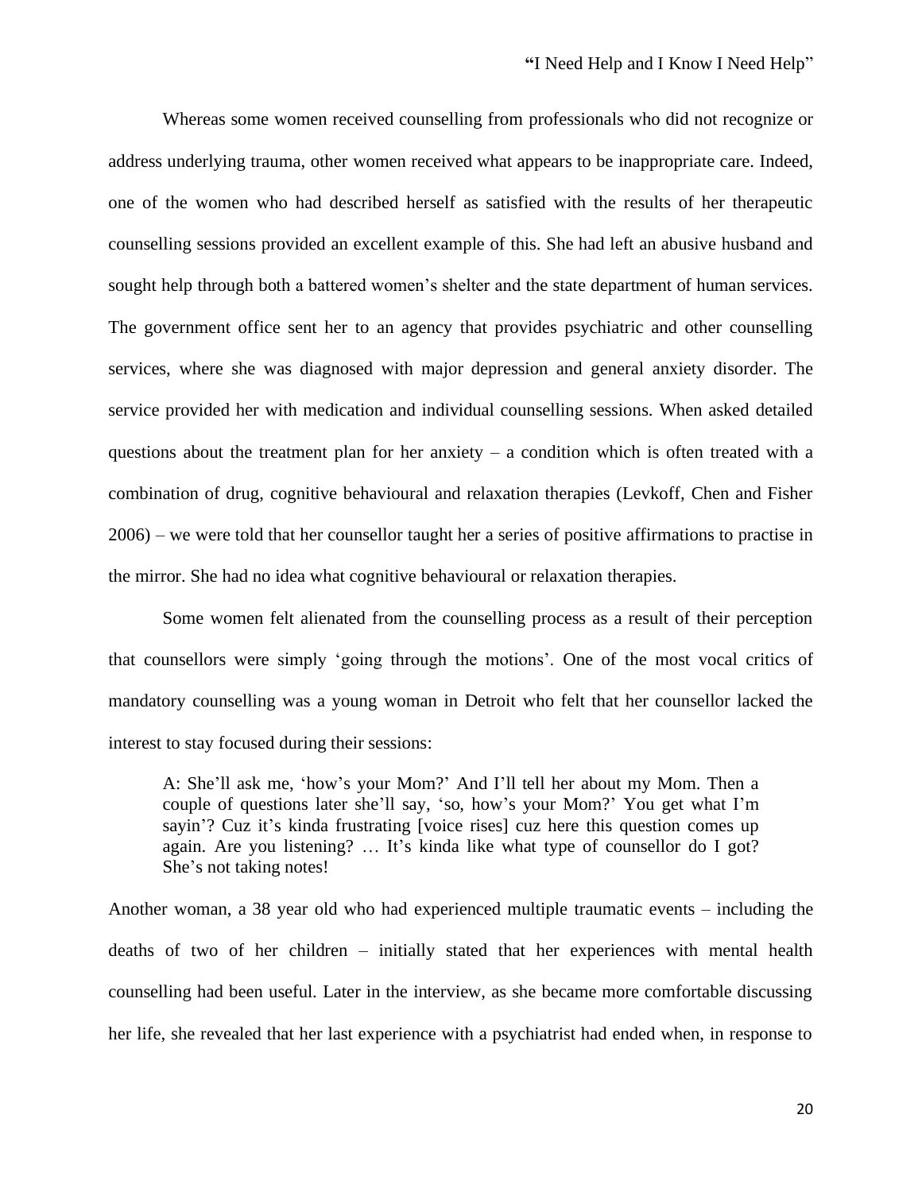Whereas some women received counselling from professionals who did not recognize or address underlying trauma, other women received what appears to be inappropriate care. Indeed, one of the women who had described herself as satisfied with the results of her therapeutic counselling sessions provided an excellent example of this. She had left an abusive husband and sought help through both a battered women's shelter and the state department of human services. The government office sent her to an agency that provides psychiatric and other counselling services, where she was diagnosed with major depression and general anxiety disorder. The service provided her with medication and individual counselling sessions. When asked detailed questions about the treatment plan for her anxiety – a condition which is often treated with a combination of drug, cognitive behavioural and relaxation therapies (Levkoff, Chen and Fisher 2006) – we were told that her counsellor taught her a series of positive affirmations to practise in the mirror. She had no idea what cognitive behavioural or relaxation therapies.

Some women felt alienated from the counselling process as a result of their perception that counsellors were simply 'going through the motions'. One of the most vocal critics of mandatory counselling was a young woman in Detroit who felt that her counsellor lacked the interest to stay focused during their sessions:

> A: She'll ask me, 'how's your Mom?' And I'll tell her about my Mom. Then a couple of questions later she'll say, 'so, how's your Mom?' You get what I'm sayin'? Cuz it's kinda frustrating [voice rises] cuz here this question comes up again. Are you listening? … It's kinda like what type of counsellor do I got? She's not taking notes!

Another woman, a 38 year old who had experienced multiple traumatic events – including the deaths of two of her children – initially stated that her experiences with mental health counselling had been useful. Later in the interview, as she became more comfortable discussing her life, she revealed that her last experience with a psychiatrist had ended when, in response to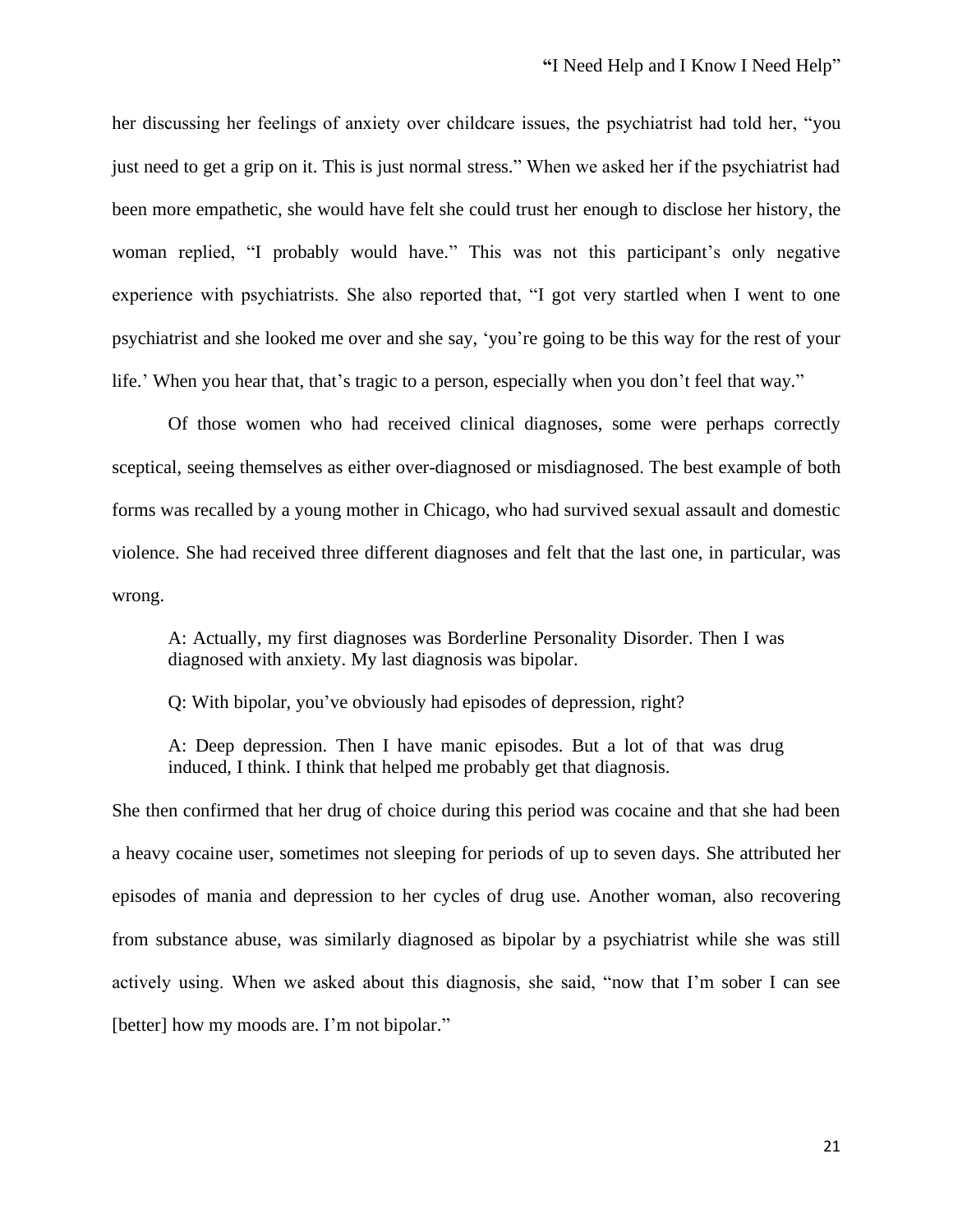her discussing her feelings of anxiety over childcare issues, the psychiatrist had told her, "you just need to get a grip on it. This is just normal stress." When we asked her if the psychiatrist had been more empathetic, she would have felt she could trust her enough to disclose her history, the woman replied, "I probably would have." This was not this participant's only negative experience with psychiatrists. She also reported that, "I got very startled when I went to one psychiatrist and she looked me over and she say, 'you're going to be this way for the rest of your life.' When you hear that, that's tragic to a person, especially when you don't feel that way."

Of those women who had received clinical diagnoses, some were perhaps correctly sceptical, seeing themselves as either over-diagnosed or misdiagnosed. The best example of both forms was recalled by a young mother in Chicago, who had survived sexual assault and domestic violence. She had received three different diagnoses and felt that the last one, in particular, was wrong.

> A: Actually, my first diagnoses was Borderline Personality Disorder. Then I was diagnosed with anxiety. My last diagnosis was bipolar.
>
> Q: With bipolar, you've obviously had episodes of depression, right?
>
> A: Deep depression. Then I have manic episodes. But a lot of that was drug induced, I think. I think that helped me probably get that diagnosis.

She then confirmed that her drug of choice during this period was cocaine and that she had been a heavy cocaine user, sometimes not sleeping for periods of up to seven days. She attributed her episodes of mania and depression to her cycles of drug use. Another woman, also recovering from substance abuse, was similarly diagnosed as bipolar by a psychiatrist while she was still actively using. When we asked about this diagnosis, she said, "now that I'm sober I can see [better] how my moods are. I'm not bipolar."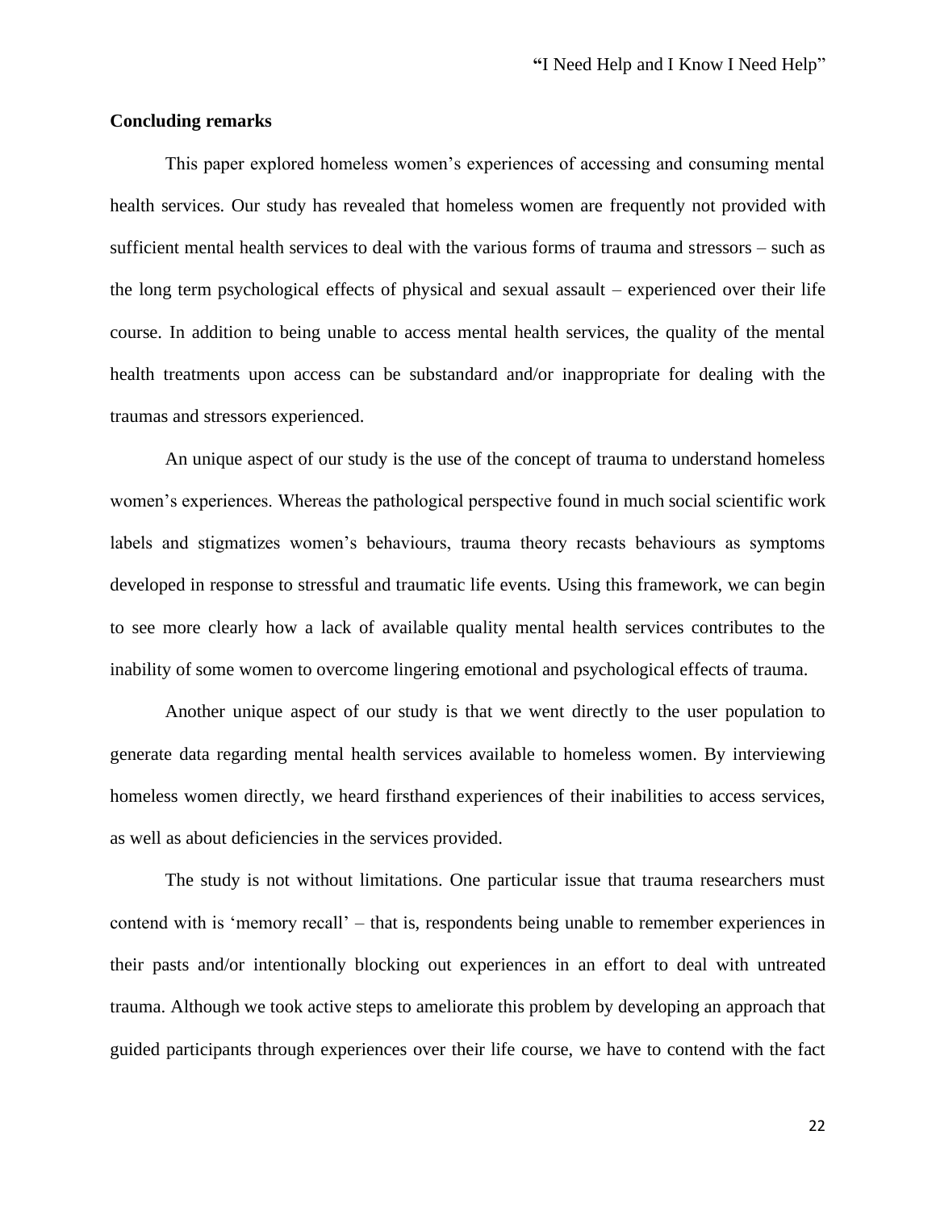**Concluding remarks**

This paper explored homeless women's experiences of accessing and consuming mental health services. Our study has revealed that homeless women are frequently not provided with sufficient mental health services to deal with the various forms of trauma and stressors – such as the long term psychological effects of physical and sexual assault – experienced over their life course. In addition to being unable to access mental health services, the quality of the mental health treatments upon access can be substandard and/or inappropriate for dealing with the traumas and stressors experienced.

An unique aspect of our study is the use of the concept of trauma to understand homeless women's experiences. Whereas the pathological perspective found in much social scientific work labels and stigmatizes women's behaviours, trauma theory recasts behaviours as symptoms developed in response to stressful and traumatic life events. Using this framework, we can begin to see more clearly how a lack of available quality mental health services contributes to the inability of some women to overcome lingering emotional and psychological effects of trauma.

Another unique aspect of our study is that we went directly to the user population to generate data regarding mental health services available to homeless women. By interviewing homeless women directly, we heard firsthand experiences of their inabilities to access services, as well as about deficiencies in the services provided.

The study is not without limitations. One particular issue that trauma researchers must contend with is 'memory recall' – that is, respondents being unable to remember experiences in their pasts and/or intentionally blocking out experiences in an effort to deal with untreated trauma. Although we took active steps to ameliorate this problem by developing an approach that guided participants through experiences over their life course, we have to contend with the fact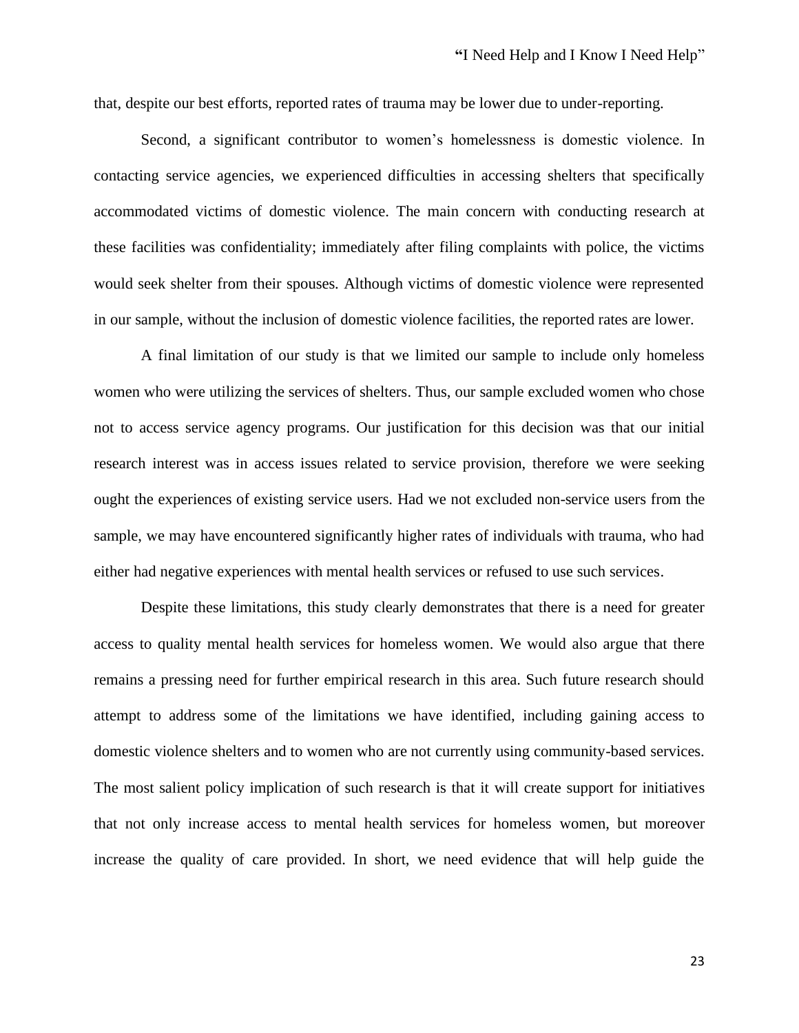that, despite our best efforts, reported rates of trauma may be lower due to under-reporting.

Second, a significant contributor to women's homelessness is domestic violence. In contacting service agencies, we experienced difficulties in accessing shelters that specifically accommodated victims of domestic violence. The main concern with conducting research at these facilities was confidentiality; immediately after filing complaints with police, the victims would seek shelter from their spouses. Although victims of domestic violence were represented in our sample, without the inclusion of domestic violence facilities, the reported rates are lower.

A final limitation of our study is that we limited our sample to include only homeless women who were utilizing the services of shelters. Thus, our sample excluded women who chose not to access service agency programs. Our justification for this decision was that our initial research interest was in access issues related to service provision, therefore we were seeking ought the experiences of existing service users. Had we not excluded non-service users from the sample, we may have encountered significantly higher rates of individuals with trauma, who had either had negative experiences with mental health services or refused to use such services.

Despite these limitations, this study clearly demonstrates that there is a need for greater access to quality mental health services for homeless women. We would also argue that there remains a pressing need for further empirical research in this area. Such future research should attempt to address some of the limitations we have identified, including gaining access to domestic violence shelters and to women who are not currently using community-based services. The most salient policy implication of such research is that it will create support for initiatives that not only increase access to mental health services for homeless women, but moreover increase the quality of care provided. In short, we need evidence that will help guide the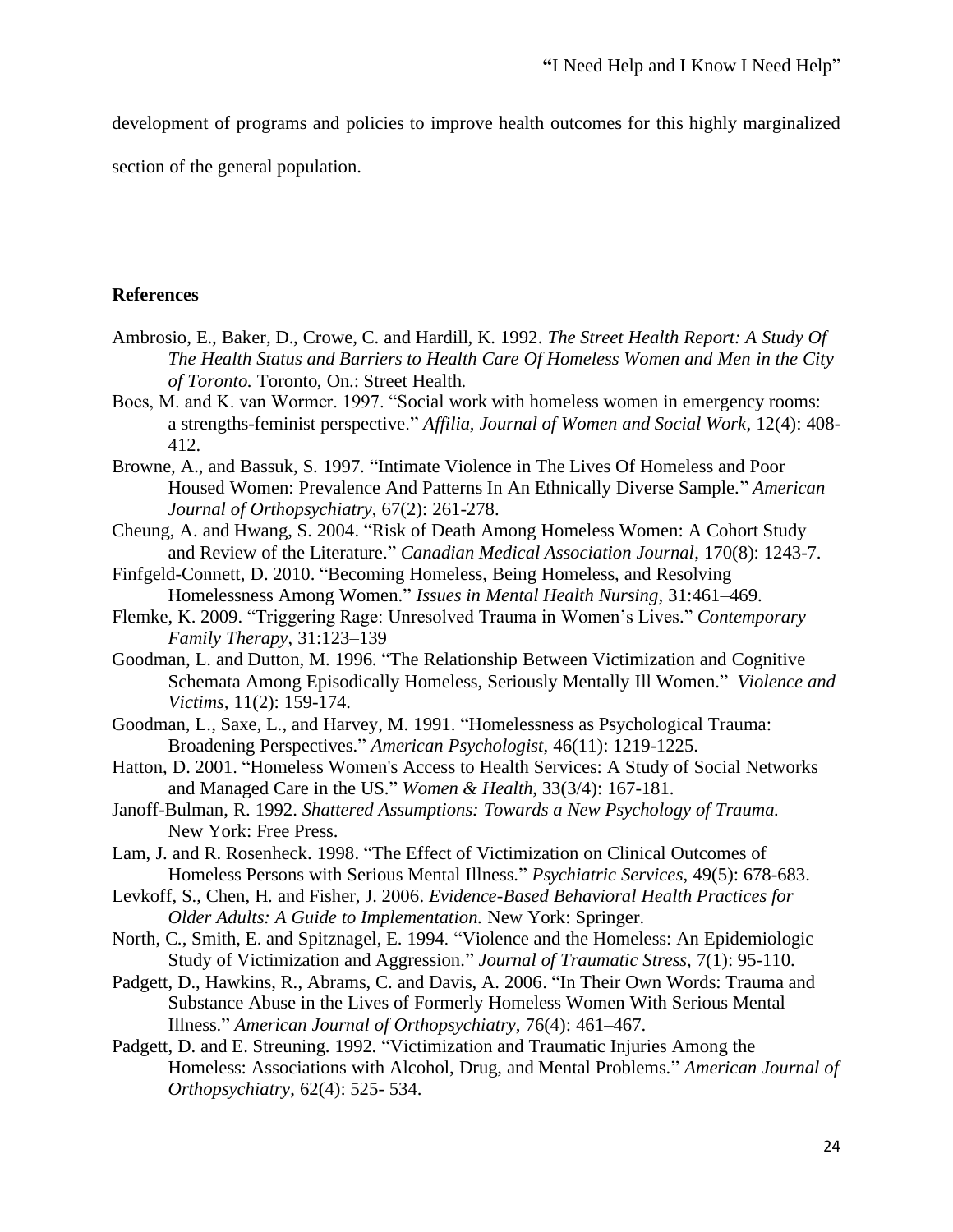development of programs and policies to improve health outcomes for this highly marginalized section of the general population.

## References

Ambrosio, E., Baker, D., Crowe, C. and Hardill, K. 1992. *The Street Health Report: A Study Of The Health Status and Barriers to Health Care Of Homeless Women and Men in the City of Toronto.* Toronto, On.: Street Health.

Boes, M. and K. van Wormer. 1997. "Social work with homeless women in emergency rooms: a strengths-feminist perspective." *Affilia, Journal of Women and Social Work*, 12(4): 408-412.

Browne, A., and Bassuk, S. 1997. "Intimate Violence in The Lives Of Homeless and Poor Housed Women: Prevalence And Patterns In An Ethnically Diverse Sample." *American Journal of Orthopsychiatry*, 67(2): 261-278.

Cheung, A. and Hwang, S. 2004. "Risk of Death Among Homeless Women: A Cohort Study and Review of the Literature." *Canadian Medical Association Journal*, 170(8): 1243-7.

Finfgeld-Connett, D. 2010. "Becoming Homeless, Being Homeless, and Resolving Homelessness Among Women." *Issues in Mental Health Nursing*, 31:461–469.

Flemke, K. 2009. "Triggering Rage: Unresolved Trauma in Women's Lives." *Contemporary Family Therapy*, 31:123–139

Goodman, L. and Dutton, M. 1996. "The Relationship Between Victimization and Cognitive Schemata Among Episodically Homeless, Seriously Mentally Ill Women." *Violence and Victims*, 11(2): 159-174.

Goodman, L., Saxe, L., and Harvey, M. 1991. "Homelessness as Psychological Trauma: Broadening Perspectives." *American Psychologist*, 46(11): 1219-1225.

Hatton, D. 2001. "Homeless Women's Access to Health Services: A Study of Social Networks and Managed Care in the US." *Women & Health*, 33(3/4): 167-181.

Janoff-Bulman, R. 1992. *Shattered Assumptions: Towards a New Psychology of Trauma.* New York: Free Press.

Lam, J. and R. Rosenheck. 1998. "The Effect of Victimization on Clinical Outcomes of Homeless Persons with Serious Mental Illness." *Psychiatric Services*, 49(5): 678-683.

Levkoff, S., Chen, H. and Fisher, J. 2006. *Evidence-Based Behavioral Health Practices for Older Adults: A Guide to Implementation.* New York: Springer.

North, C., Smith, E. and Spitznagel, E. 1994. "Violence and the Homeless: An Epidemiologic Study of Victimization and Aggression." *Journal of Traumatic Stress*, 7(1): 95-110.

Padgett, D., Hawkins, R., Abrams, C. and Davis, A. 2006. "In Their Own Words: Trauma and Substance Abuse in the Lives of Formerly Homeless Women With Serious Mental Illness." *American Journal of Orthopsychiatry*, 76(4): 461–467.

Padgett, D. and E. Streuning. 1992. "Victimization and Traumatic Injuries Among the Homeless: Associations with Alcohol, Drug, and Mental Problems." *American Journal of Orthopsychiatry*, 62(4): 525- 534.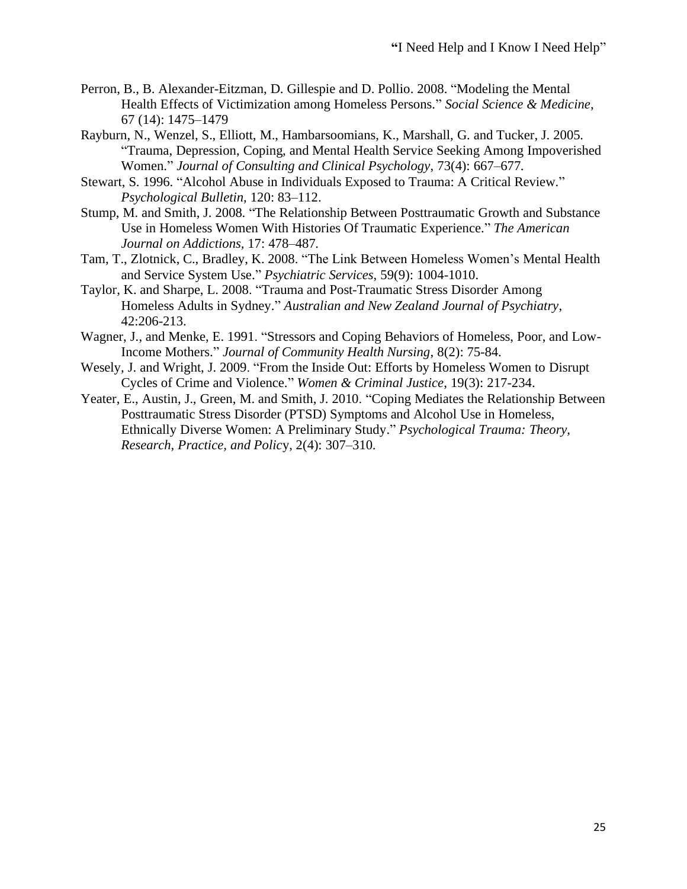Perron, B., B. Alexander-Eitzman, D. Gillespie and D. Pollio. 2008. "Modeling the Mental Health Effects of Victimization among Homeless Persons." *Social Science & Medicine*, 67 (14): 1475–1479

Rayburn, N., Wenzel, S., Elliott, M., Hambarsoomians, K., Marshall, G. and Tucker, J. 2005. "Trauma, Depression, Coping, and Mental Health Service Seeking Among Impoverished Women." *Journal of Consulting and Clinical Psychology*, 73(4): 667–677.

Stewart, S. 1996. "Alcohol Abuse in Individuals Exposed to Trauma: A Critical Review." *Psychological Bulletin*, 120: 83–112.

Stump, M. and Smith, J. 2008. "The Relationship Between Posttraumatic Growth and Substance Use in Homeless Women With Histories Of Traumatic Experience." *The American Journal on Addictions*, 17: 478–487.

Tam, T., Zlotnick, C., Bradley, K. 2008. "The Link Between Homeless Women's Mental Health and Service System Use." *Psychiatric Services*, 59(9): 1004-1010.

Taylor, K. and Sharpe, L. 2008. "Trauma and Post-Traumatic Stress Disorder Among Homeless Adults in Sydney." *Australian and New Zealand Journal of Psychiatry*, 42:206-213.

Wagner, J., and Menke, E. 1991. "Stressors and Coping Behaviors of Homeless, Poor, and Low-Income Mothers." *Journal of Community Health Nursing*, 8(2): 75-84.

Wesely, J. and Wright, J. 2009. "From the Inside Out: Efforts by Homeless Women to Disrupt Cycles of Crime and Violence." *Women & Criminal Justice*, 19(3): 217-234.

Yeater, E., Austin, J., Green, M. and Smith, J. 2010. "Coping Mediates the Relationship Between Posttraumatic Stress Disorder (PTSD) Symptoms and Alcohol Use in Homeless, Ethnically Diverse Women: A Preliminary Study." *Psychological Trauma: Theory, Research, Practice, and Policy*, 2(4): 307–310.